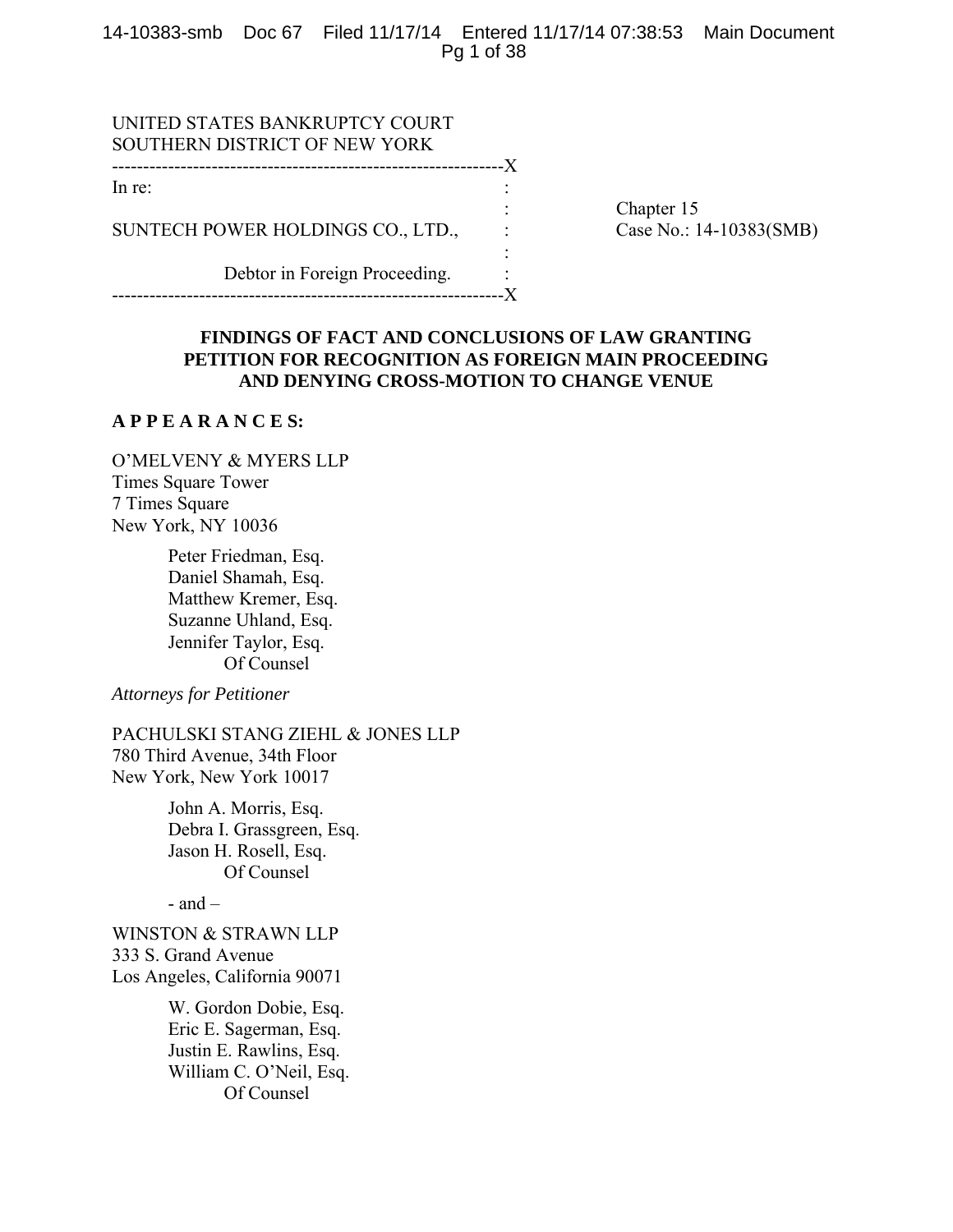UNITED STATES BANKRUPTCY COURT
SOUTHERN DISTRICT OF NEW YORK

```
---------------------------------------------------------------X
In re:                                        :
                                              :    Chapter 15
SUNTECH POWER HOLDINGS CO., LTD.,             :    Case No.: 14-10383(SMB)
                                              :
          Debtor in Foreign Proceeding.       :
---------------------------------------------------------------X
```

**FINDINGS OF FACT AND CONCLUSIONS OF LAW GRANTING PETITION FOR RECOGNITION AS FOREIGN MAIN PROCEEDING AND DENYING CROSS-MOTION TO CHANGE VENUE**

**A P P E A R A N C E S:**

O'MELVENY & MYERS LLP
Times Square Tower
7 Times Square
New York, NY 10036

Peter Friedman, Esq.
Daniel Shamah, Esq.
Matthew Kremer, Esq.
Suzanne Uhland, Esq.
Jennifer Taylor, Esq.
Of Counsel

*Attorneys for Petitioner*

PACHULSKI STANG ZIEHL & JONES LLP
780 Third Avenue, 34th Floor
New York, New York 10017

John A. Morris, Esq.
Debra I. Grassgreen, Esq.
Jason H. Rosell, Esq.
Of Counsel

\- and –

WINSTON & STRAWN LLP
333 S. Grand Avenue
Los Angeles, California 90071

W. Gordon Dobie, Esq.
Eric E. Sagerman, Esq.
Justin E. Rawlins, Esq.
William C. O'Neil, Esq.
Of Counsel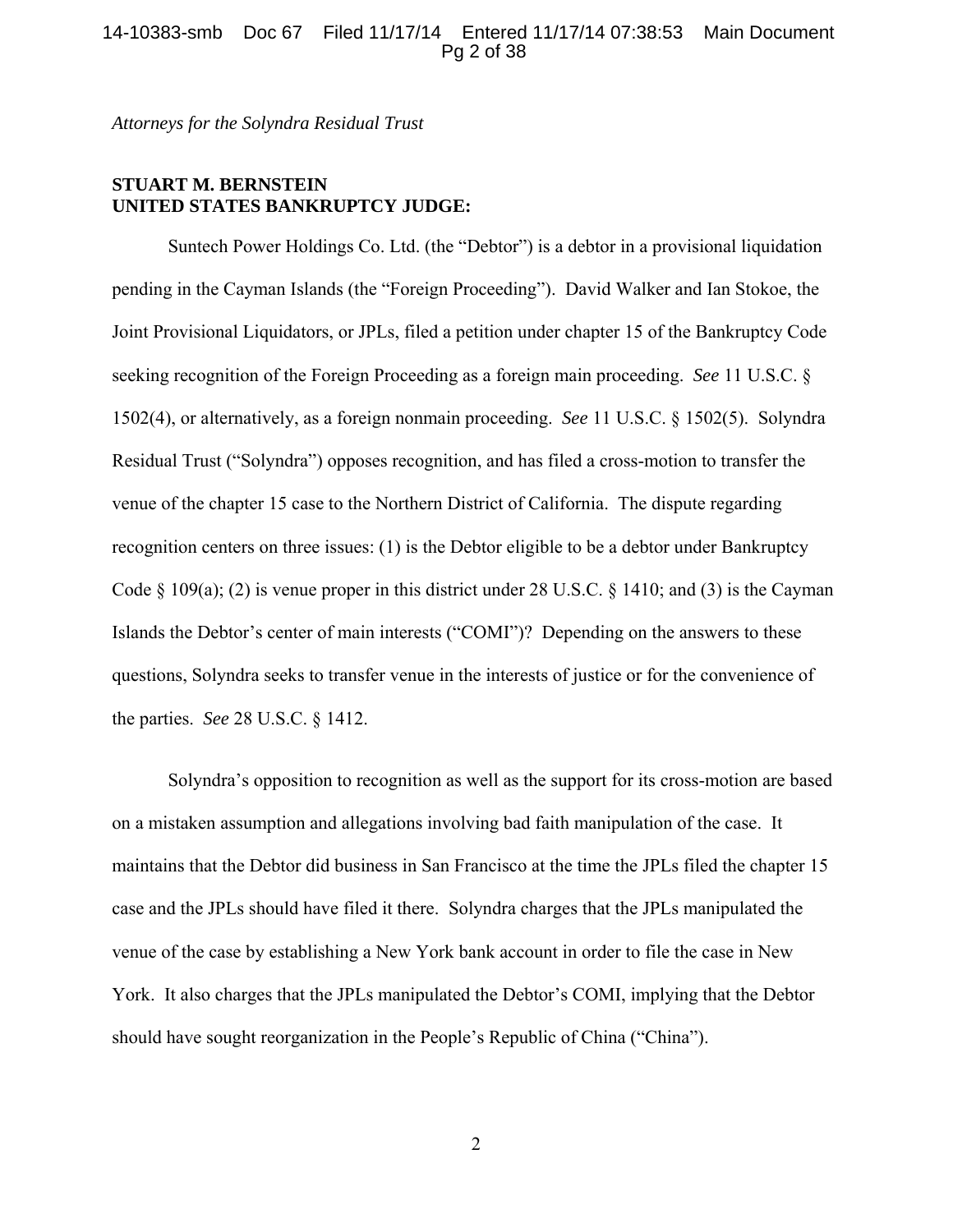*Attorneys for the Solyndra Residual Trust*

**STUART M. BERNSTEIN**
**UNITED STATES BANKRUPTCY JUDGE:**

Suntech Power Holdings Co. Ltd. (the "Debtor") is a debtor in a provisional liquidation pending in the Cayman Islands (the "Foreign Proceeding"). David Walker and Ian Stokoe, the Joint Provisional Liquidators, or JPLs, filed a petition under chapter 15 of the Bankruptcy Code seeking recognition of the Foreign Proceeding as a foreign main proceeding. *See* 11 U.S.C. § 1502(4), or alternatively, as a foreign nonmain proceeding. *See* 11 U.S.C. § 1502(5). Solyndra Residual Trust ("Solyndra") opposes recognition, and has filed a cross-motion to transfer the venue of the chapter 15 case to the Northern District of California. The dispute regarding recognition centers on three issues: (1) is the Debtor eligible to be a debtor under Bankruptcy Code § 109(a); (2) is venue proper in this district under 28 U.S.C. § 1410; and (3) is the Cayman Islands the Debtor's center of main interests ("COMI")? Depending on the answers to these questions, Solyndra seeks to transfer venue in the interests of justice or for the convenience of the parties. *See* 28 U.S.C. § 1412.

Solyndra's opposition to recognition as well as the support for its cross-motion are based on a mistaken assumption and allegations involving bad faith manipulation of the case. It maintains that the Debtor did business in San Francisco at the time the JPLs filed the chapter 15 case and the JPLs should have filed it there. Solyndra charges that the JPLs manipulated the venue of the case by establishing a New York bank account in order to file the case in New York. It also charges that the JPLs manipulated the Debtor's COMI, implying that the Debtor should have sought reorganization in the People's Republic of China ("China").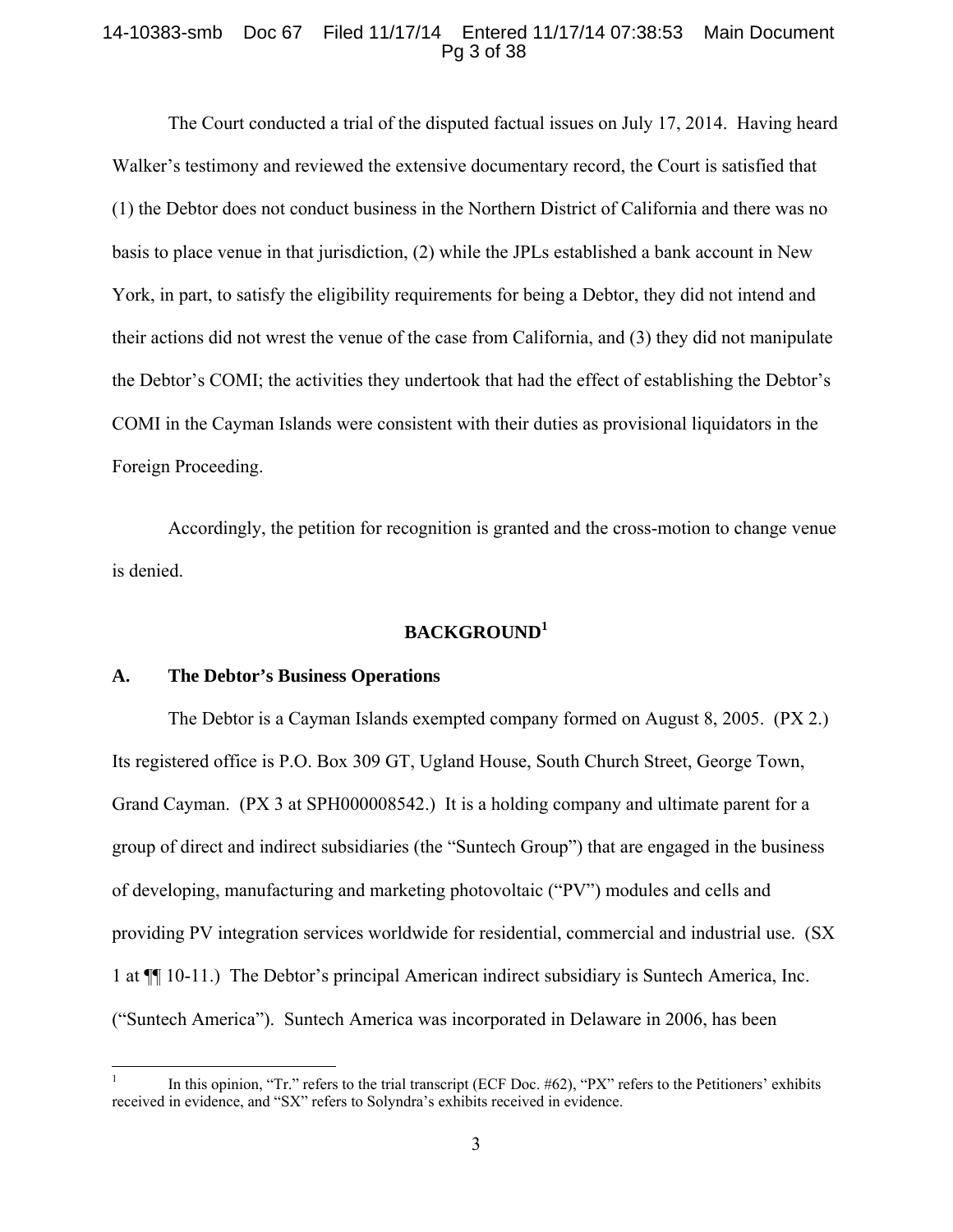The Court conducted a trial of the disputed factual issues on July 17, 2014. Having heard Walker's testimony and reviewed the extensive documentary record, the Court is satisfied that (1) the Debtor does not conduct business in the Northern District of California and there was no basis to place venue in that jurisdiction, (2) while the JPLs established a bank account in New York, in part, to satisfy the eligibility requirements for being a Debtor, they did not intend and their actions did not wrest the venue of the case from California, and (3) they did not manipulate the Debtor's COMI; the activities they undertook that had the effect of establishing the Debtor's COMI in the Cayman Islands were consistent with their duties as provisional liquidators in the Foreign Proceeding.

Accordingly, the petition for recognition is granted and the cross-motion to change venue is denied.

## BACKGROUND[1]

### A. The Debtor's Business Operations

The Debtor is a Cayman Islands exempted company formed on August 8, 2005. (PX 2.) Its registered office is P.O. Box 309 GT, Ugland House, South Church Street, George Town, Grand Cayman. (PX 3 at SPH000008542.) It is a holding company and ultimate parent for a group of direct and indirect subsidiaries (the "Suntech Group") that are engaged in the business of developing, manufacturing and marketing photovoltaic ("PV") modules and cells and providing PV integration services worldwide for residential, commercial and industrial use. (SX 1 at ¶¶ 10-11.) The Debtor's principal American indirect subsidiary is Suntech America, Inc. ("Suntech America"). Suntech America was incorporated in Delaware in 2006, has been

---

[1] In this opinion, "Tr." refers to the trial transcript (ECF Doc. #62), "PX" refers to the Petitioners' exhibits received in evidence, and "SX" refers to Solyndra's exhibits received in evidence.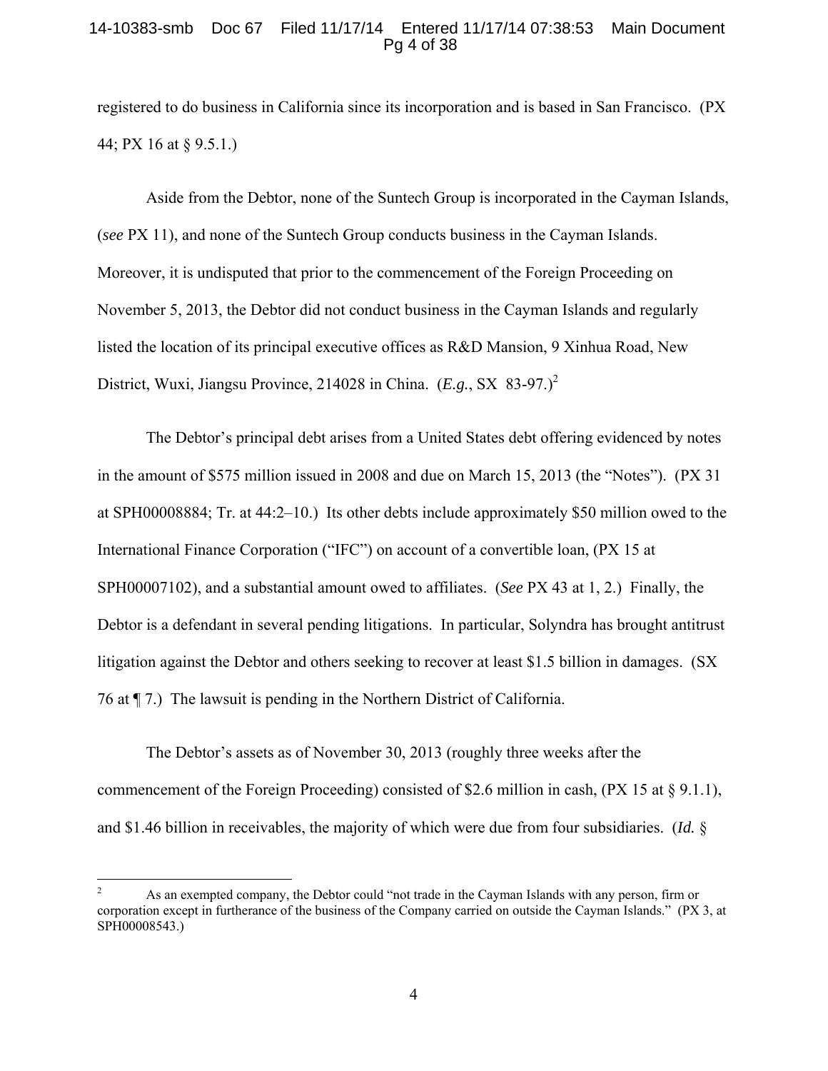registered to do business in California since its incorporation and is based in San Francisco. (PX 44; PX 16 at § 9.5.1.)

Aside from the Debtor, none of the Suntech Group is incorporated in the Cayman Islands, (*see* PX 11), and none of the Suntech Group conducts business in the Cayman Islands. Moreover, it is undisputed that prior to the commencement of the Foreign Proceeding on November 5, 2013, the Debtor did not conduct business in the Cayman Islands and regularly listed the location of its principal executive offices as R&D Mansion, 9 Xinhua Road, New District, Wuxi, Jiangsu Province, 214028 in China. (*E.g.*, SX 83-97.)[2]

The Debtor's principal debt arises from a United States debt offering evidenced by notes in the amount of $575 million issued in 2008 and due on March 15, 2013 (the "Notes"). (PX 31 at SPH00008884; Tr. at 44:2–10.) Its other debts include approximately $50 million owed to the International Finance Corporation ("IFC") on account of a convertible loan, (PX 15 at SPH00007102), and a substantial amount owed to affiliates. (*See* PX 43 at 1, 2.) Finally, the Debtor is a defendant in several pending litigations. In particular, Solyndra has brought antitrust litigation against the Debtor and others seeking to recover at least $1.5 billion in damages. (SX 76 at ¶ 7.) The lawsuit is pending in the Northern District of California.

The Debtor's assets as of November 30, 2013 (roughly three weeks after the commencement of the Foreign Proceeding) consisted of $2.6 million in cash, (PX 15 at § 9.1.1), and $1.46 billion in receivables, the majority of which were due from four subsidiaries. (*Id.* §

---

[2] As an exempted company, the Debtor could "not trade in the Cayman Islands with any person, firm or corporation except in furtherance of the business of the Company carried on outside the Cayman Islands." (PX 3, at SPH00008543.)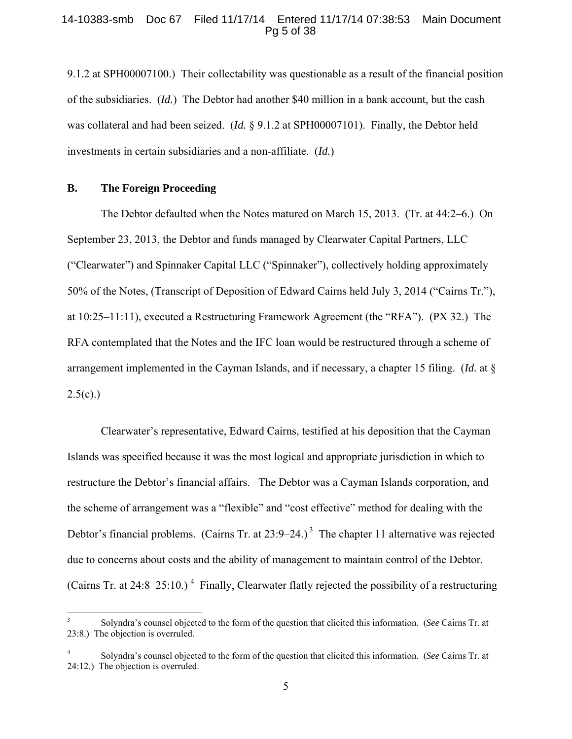9.1.2 at SPH00007100.) Their collectability was questionable as a result of the financial position of the subsidiaries. (*Id.*) The Debtor had another $40 million in a bank account, but the cash was collateral and had been seized. (*Id.* § 9.1.2 at SPH00007101). Finally, the Debtor held investments in certain subsidiaries and a non-affiliate. (*Id.*)

**B. The Foreign Proceeding**

The Debtor defaulted when the Notes matured on March 15, 2013. (Tr. at 44:2–6.) On September 23, 2013, the Debtor and funds managed by Clearwater Capital Partners, LLC ("Clearwater") and Spinnaker Capital LLC ("Spinnaker"), collectively holding approximately 50% of the Notes, (Transcript of Deposition of Edward Cairns held July 3, 2014 ("Cairns Tr."), at 10:25–11:11), executed a Restructuring Framework Agreement (the "RFA"). (PX 32.) The RFA contemplated that the Notes and the IFC loan would be restructured through a scheme of arrangement implemented in the Cayman Islands, and if necessary, a chapter 15 filing. (*Id.* at § 2.5(c).)

Clearwater's representative, Edward Cairns, testified at his deposition that the Cayman Islands was specified because it was the most logical and appropriate jurisdiction in which to restructure the Debtor's financial affairs. The Debtor was a Cayman Islands corporation, and the scheme of arrangement was a "flexible" and "cost effective" method for dealing with the Debtor's financial problems. (Cairns Tr. at 23:9–24.)[3] The chapter 11 alternative was rejected due to concerns about costs and the ability of management to maintain control of the Debtor. (Cairns Tr. at 24:8–25:10.)[4] Finally, Clearwater flatly rejected the possibility of a restructuring

---

[3] Solyndra's counsel objected to the form of the question that elicited this information. (*See* Cairns Tr. at 23:8.) The objection is overruled.

[4] Solyndra's counsel objected to the form of the question that elicited this information. (*See* Cairns Tr. at 24:12.) The objection is overruled.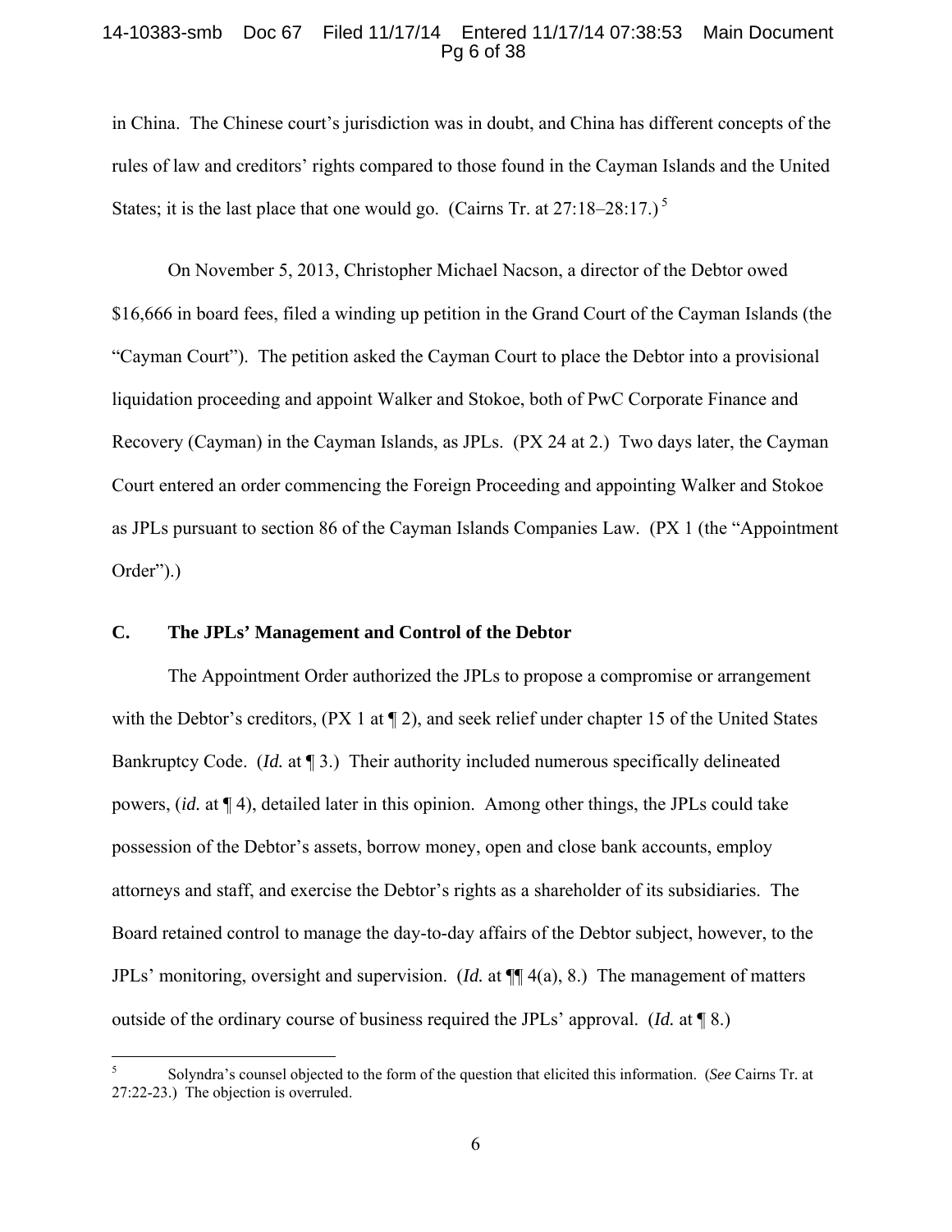in China. The Chinese court's jurisdiction was in doubt, and China has different concepts of the rules of law and creditors' rights compared to those found in the Cayman Islands and the United States; it is the last place that one would go. (Cairns Tr. at 27:18–28:17.)[5]

On November 5, 2013, Christopher Michael Nacson, a director of the Debtor owed $16,666 in board fees, filed a winding up petition in the Grand Court of the Cayman Islands (the "Cayman Court"). The petition asked the Cayman Court to place the Debtor into a provisional liquidation proceeding and appoint Walker and Stokoe, both of PwC Corporate Finance and Recovery (Cayman) in the Cayman Islands, as JPLs. (PX 24 at 2.) Two days later, the Cayman Court entered an order commencing the Foreign Proceeding and appointing Walker and Stokoe as JPLs pursuant to section 86 of the Cayman Islands Companies Law. (PX 1 (the "Appointment Order").)

## C. The JPLs' Management and Control of the Debtor

The Appointment Order authorized the JPLs to propose a compromise or arrangement with the Debtor's creditors, (PX 1 at ¶ 2), and seek relief under chapter 15 of the United States Bankruptcy Code. (*Id.* at ¶ 3.) Their authority included numerous specifically delineated powers, (*id.* at ¶ 4), detailed later in this opinion. Among other things, the JPLs could take possession of the Debtor's assets, borrow money, open and close bank accounts, employ attorneys and staff, and exercise the Debtor's rights as a shareholder of its subsidiaries. The Board retained control to manage the day-to-day affairs of the Debtor subject, however, to the JPLs' monitoring, oversight and supervision. (*Id.* at ¶¶ 4(a), 8.) The management of matters outside of the ordinary course of business required the JPLs' approval. (*Id.* at ¶ 8.)

---

[5] Solyndra's counsel objected to the form of the question that elicited this information. (*See* Cairns Tr. at 27:22-23.) The objection is overruled.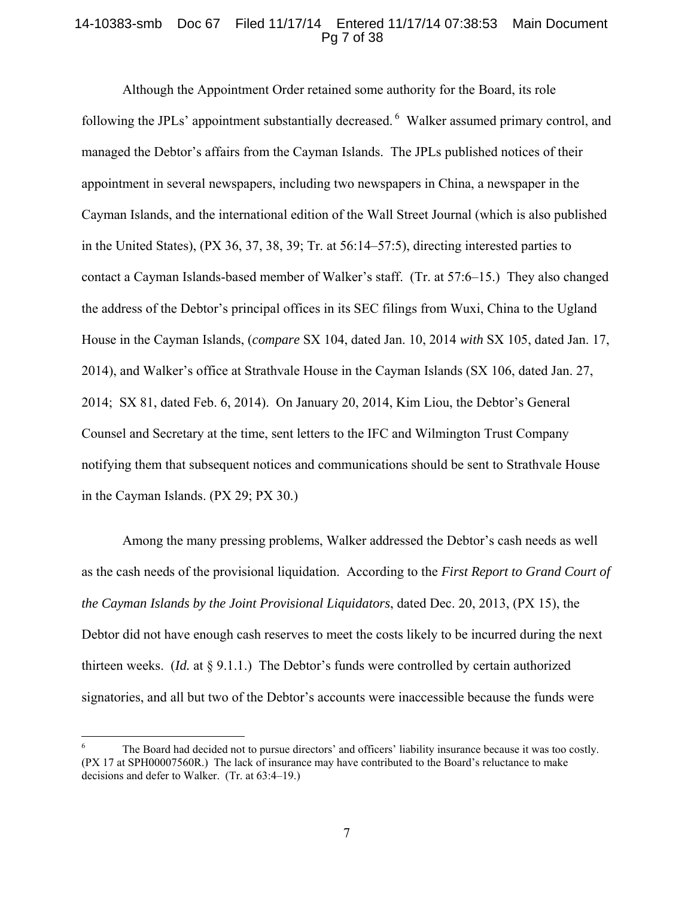Although the Appointment Order retained some authority for the Board, its role following the JPLs' appointment substantially decreased.[6] Walker assumed primary control, and managed the Debtor's affairs from the Cayman Islands. The JPLs published notices of their appointment in several newspapers, including two newspapers in China, a newspaper in the Cayman Islands, and the international edition of the Wall Street Journal (which is also published in the United States), (PX 36, 37, 38, 39; Tr. at 56:14–57:5), directing interested parties to contact a Cayman Islands-based member of Walker's staff. (Tr. at 57:6–15.) They also changed the address of the Debtor's principal offices in its SEC filings from Wuxi, China to the Ugland House in the Cayman Islands, (*compare* SX 104, dated Jan. 10, 2014 *with* SX 105, dated Jan. 17, 2014), and Walker's office at Strathvale House in the Cayman Islands (SX 106, dated Jan. 27, 2014; SX 81, dated Feb. 6, 2014). On January 20, 2014, Kim Liou, the Debtor's General Counsel and Secretary at the time, sent letters to the IFC and Wilmington Trust Company notifying them that subsequent notices and communications should be sent to Strathvale House in the Cayman Islands. (PX 29; PX 30.)

Among the many pressing problems, Walker addressed the Debtor's cash needs as well as the cash needs of the provisional liquidation. According to the *First Report to Grand Court of the Cayman Islands by the Joint Provisional Liquidators*, dated Dec. 20, 2013, (PX 15), the Debtor did not have enough cash reserves to meet the costs likely to be incurred during the next thirteen weeks. (*Id.* at § 9.1.1.) The Debtor's funds were controlled by certain authorized signatories, and all but two of the Debtor's accounts were inaccessible because the funds were

---

[6] The Board had decided not to pursue directors' and officers' liability insurance because it was too costly. (PX 17 at SPH00007560R.) The lack of insurance may have contributed to the Board's reluctance to make decisions and defer to Walker. (Tr. at 63:4–19.)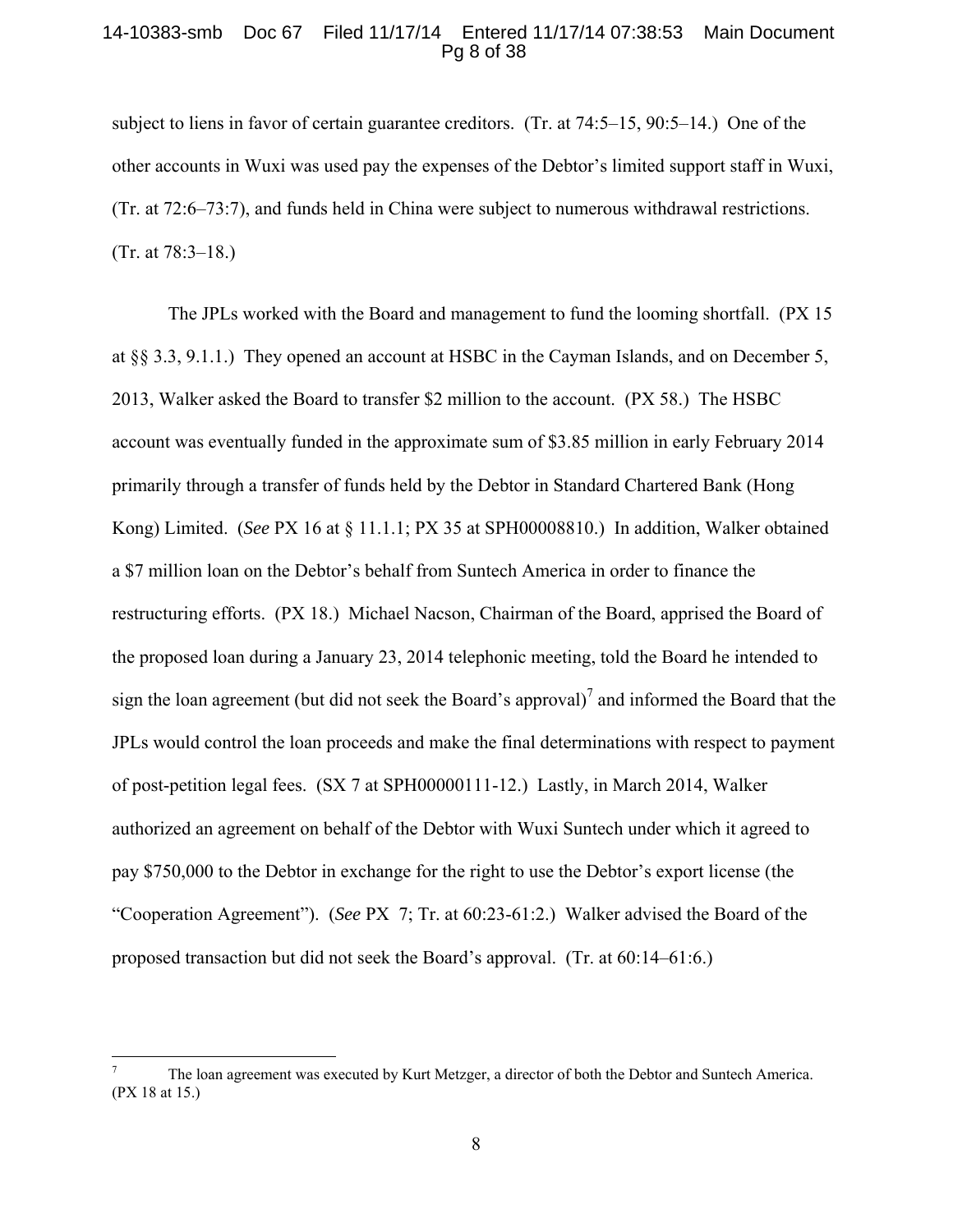subject to liens in favor of certain guarantee creditors. (Tr. at 74:5–15, 90:5–14.) One of the other accounts in Wuxi was used pay the expenses of the Debtor's limited support staff in Wuxi, (Tr. at 72:6–73:7), and funds held in China were subject to numerous withdrawal restrictions. (Tr. at 78:3–18.)

The JPLs worked with the Board and management to fund the looming shortfall. (PX 15 at §§ 3.3, 9.1.1.) They opened an account at HSBC in the Cayman Islands, and on December 5, 2013, Walker asked the Board to transfer $2 million to the account. (PX 58.) The HSBC account was eventually funded in the approximate sum of $3.85 million in early February 2014 primarily through a transfer of funds held by the Debtor in Standard Chartered Bank (Hong Kong) Limited. (*See* PX 16 at § 11.1.1; PX 35 at SPH00008810.) In addition, Walker obtained a $7 million loan on the Debtor's behalf from Suntech America in order to finance the restructuring efforts. (PX 18.) Michael Nacson, Chairman of the Board, apprised the Board of the proposed loan during a January 23, 2014 telephonic meeting, told the Board he intended to sign the loan agreement (but did not seek the Board's approval)[7] and informed the Board that the JPLs would control the loan proceeds and make the final determinations with respect to payment of post-petition legal fees. (SX 7 at SPH00000111-12.) Lastly, in March 2014, Walker authorized an agreement on behalf of the Debtor with Wuxi Suntech under which it agreed to pay $750,000 to the Debtor in exchange for the right to use the Debtor's export license (the "Cooperation Agreement"). (*See* PX 7; Tr. at 60:23-61:2.) Walker advised the Board of the proposed transaction but did not seek the Board's approval. (Tr. at 60:14–61:6.)

---

[7] The loan agreement was executed by Kurt Metzger, a director of both the Debtor and Suntech America. (PX 18 at 15.)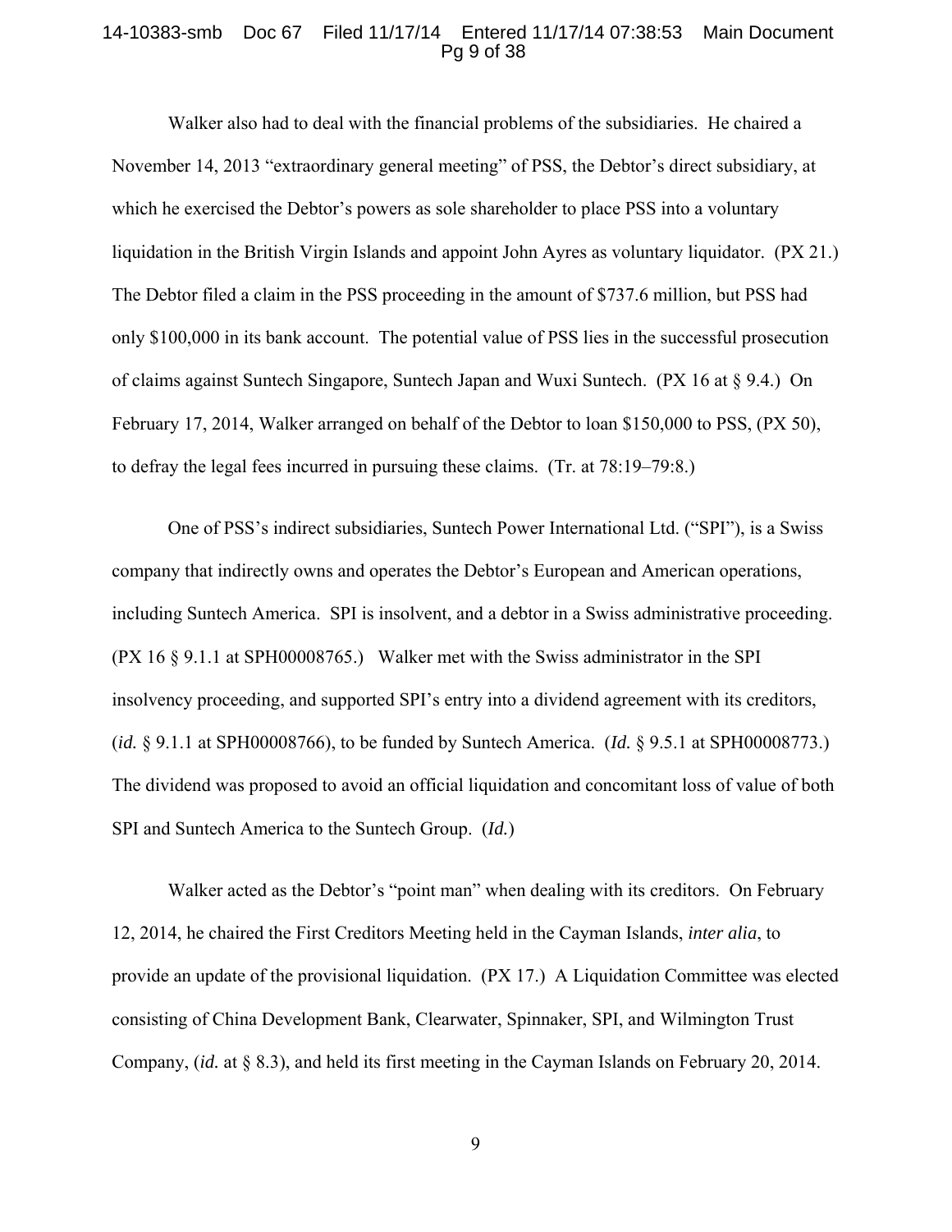Walker also had to deal with the financial problems of the subsidiaries. He chaired a November 14, 2013 "extraordinary general meeting" of PSS, the Debtor's direct subsidiary, at which he exercised the Debtor's powers as sole shareholder to place PSS into a voluntary liquidation in the British Virgin Islands and appoint John Ayres as voluntary liquidator. (PX 21.) The Debtor filed a claim in the PSS proceeding in the amount of $737.6 million, but PSS had only $100,000 in its bank account. The potential value of PSS lies in the successful prosecution of claims against Suntech Singapore, Suntech Japan and Wuxi Suntech. (PX 16 at § 9.4.) On February 17, 2014, Walker arranged on behalf of the Debtor to loan $150,000 to PSS, (PX 50), to defray the legal fees incurred in pursuing these claims. (Tr. at 78:19–79:8.)

One of PSS's indirect subsidiaries, Suntech Power International Ltd. ("SPI"), is a Swiss company that indirectly owns and operates the Debtor's European and American operations, including Suntech America. SPI is insolvent, and a debtor in a Swiss administrative proceeding. (PX 16 § 9.1.1 at SPH00008765.) Walker met with the Swiss administrator in the SPI insolvency proceeding, and supported SPI's entry into a dividend agreement with its creditors, (*id.* § 9.1.1 at SPH00008766), to be funded by Suntech America. (*Id.* § 9.5.1 at SPH00008773.) The dividend was proposed to avoid an official liquidation and concomitant loss of value of both SPI and Suntech America to the Suntech Group. (*Id.*)

Walker acted as the Debtor's "point man" when dealing with its creditors. On February 12, 2014, he chaired the First Creditors Meeting held in the Cayman Islands, *inter alia*, to provide an update of the provisional liquidation. (PX 17.) A Liquidation Committee was elected consisting of China Development Bank, Clearwater, Spinnaker, SPI, and Wilmington Trust Company, (*id.* at § 8.3), and held its first meeting in the Cayman Islands on February 20, 2014.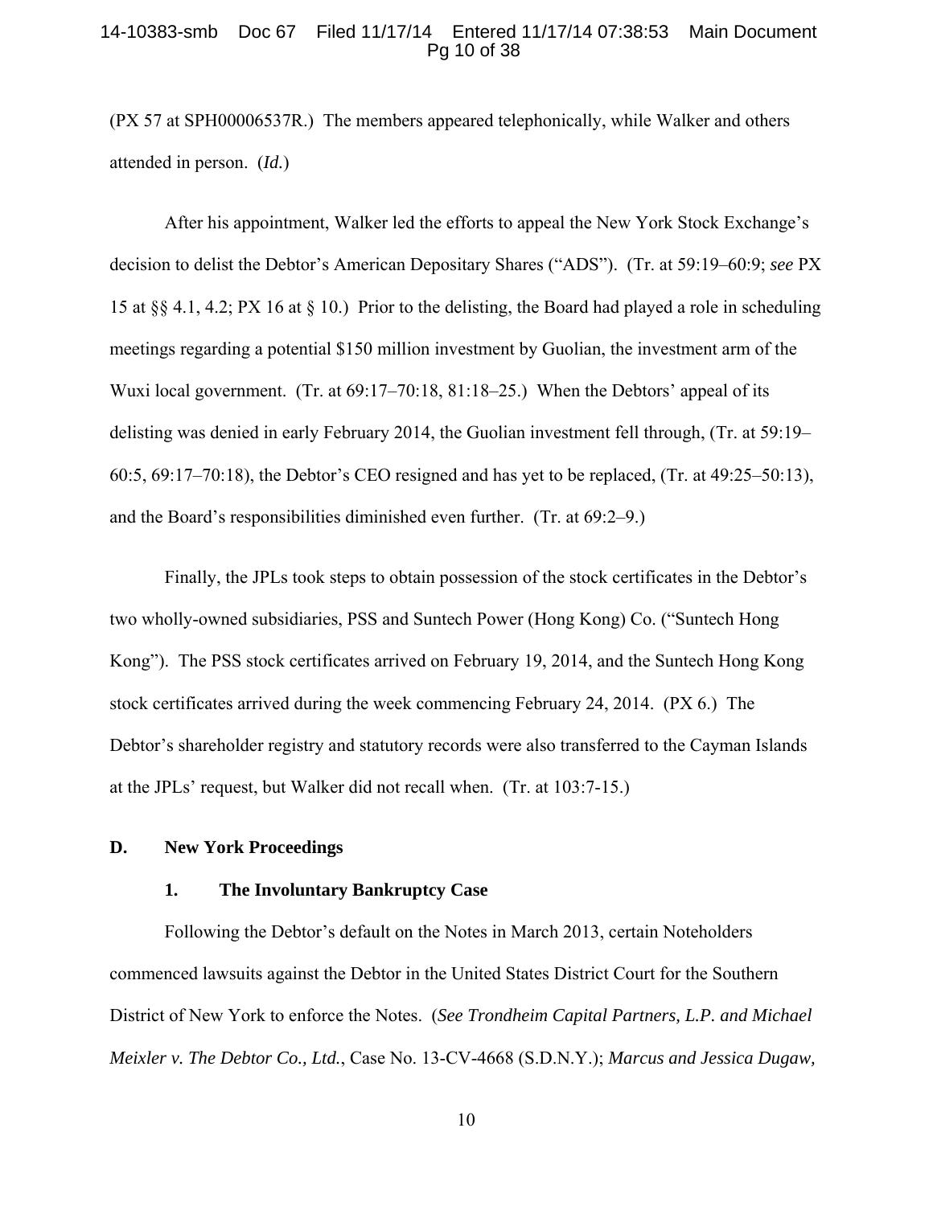(PX 57 at SPH00006537R.) The members appeared telephonically, while Walker and others attended in person. (*Id.*)

After his appointment, Walker led the efforts to appeal the New York Stock Exchange's decision to delist the Debtor's American Depositary Shares ("ADS"). (Tr. at 59:19–60:9; *see* PX 15 at §§ 4.1, 4.2; PX 16 at § 10.) Prior to the delisting, the Board had played a role in scheduling meetings regarding a potential $150 million investment by Guolian, the investment arm of the Wuxi local government. (Tr. at 69:17–70:18, 81:18–25.) When the Debtors' appeal of its delisting was denied in early February 2014, the Guolian investment fell through, (Tr. at 59:19–60:5, 69:17–70:18), the Debtor's CEO resigned and has yet to be replaced, (Tr. at 49:25–50:13), and the Board's responsibilities diminished even further. (Tr. at 69:2–9.)

Finally, the JPLs took steps to obtain possession of the stock certificates in the Debtor's two wholly-owned subsidiaries, PSS and Suntech Power (Hong Kong) Co. ("Suntech Hong Kong"). The PSS stock certificates arrived on February 19, 2014, and the Suntech Hong Kong stock certificates arrived during the week commencing February 24, 2014. (PX 6.) The Debtor's shareholder registry and statutory records were also transferred to the Cayman Islands at the JPLs' request, but Walker did not recall when. (Tr. at 103:7-15.)

## D. New York Proceedings

### 1. The Involuntary Bankruptcy Case

Following the Debtor's default on the Notes in March 2013, certain Noteholders commenced lawsuits against the Debtor in the United States District Court for the Southern District of New York to enforce the Notes. (*See Trondheim Capital Partners, L.P. and Michael Meixler v. The Debtor Co., Ltd.*, Case No. 13-CV-4668 (S.D.N.Y.); *Marcus and Jessica Dugaw,*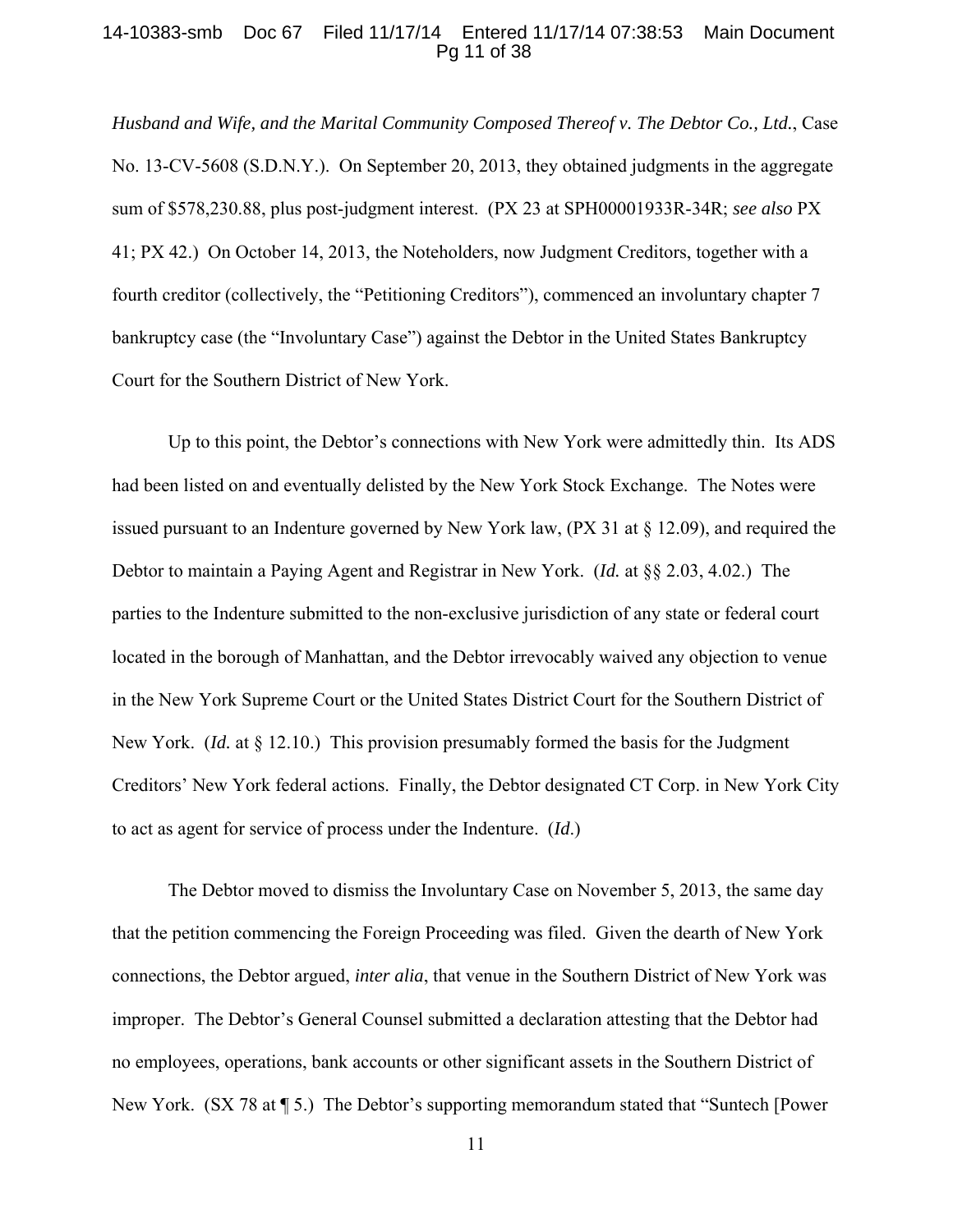*Husband and Wife, and the Marital Community Composed Thereof v. The Debtor Co., Ltd.*, Case No. 13-CV-5608 (S.D.N.Y.). On September 20, 2013, they obtained judgments in the aggregate sum of $578,230.88, plus post-judgment interest. (PX 23 at SPH00001933R-34R; *see also* PX 41; PX 42.) On October 14, 2013, the Noteholders, now Judgment Creditors, together with a fourth creditor (collectively, the "Petitioning Creditors"), commenced an involuntary chapter 7 bankruptcy case (the "Involuntary Case") against the Debtor in the United States Bankruptcy Court for the Southern District of New York.

Up to this point, the Debtor's connections with New York were admittedly thin. Its ADS had been listed on and eventually delisted by the New York Stock Exchange. The Notes were issued pursuant to an Indenture governed by New York law, (PX 31 at § 12.09), and required the Debtor to maintain a Paying Agent and Registrar in New York. (*Id.* at §§ 2.03, 4.02.) The parties to the Indenture submitted to the non-exclusive jurisdiction of any state or federal court located in the borough of Manhattan, and the Debtor irrevocably waived any objection to venue in the New York Supreme Court or the United States District Court for the Southern District of New York. (*Id.* at § 12.10.) This provision presumably formed the basis for the Judgment Creditors' New York federal actions. Finally, the Debtor designated CT Corp. in New York City to act as agent for service of process under the Indenture. (*Id*.)

The Debtor moved to dismiss the Involuntary Case on November 5, 2013, the same day that the petition commencing the Foreign Proceeding was filed. Given the dearth of New York connections, the Debtor argued, *inter alia*, that venue in the Southern District of New York was improper. The Debtor's General Counsel submitted a declaration attesting that the Debtor had no employees, operations, bank accounts or other significant assets in the Southern District of New York. (SX 78 at ¶ 5.) The Debtor's supporting memorandum stated that "Suntech [Power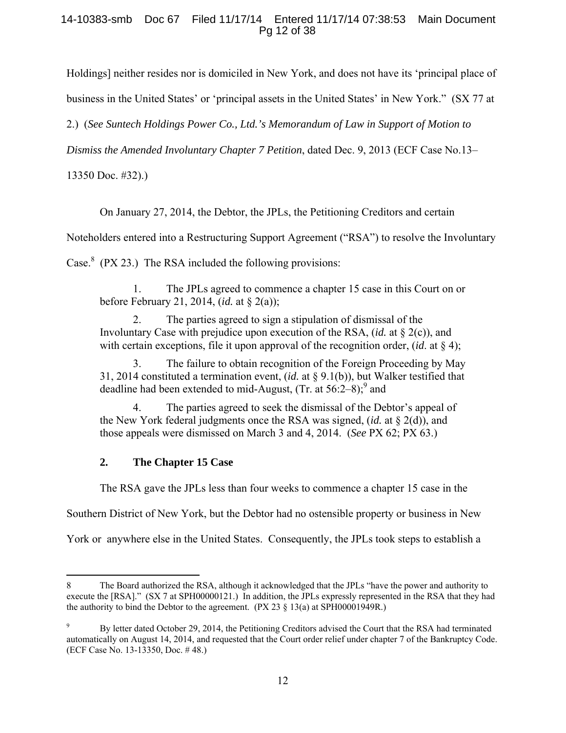Holdings] neither resides nor is domiciled in New York, and does not have its 'principal place of business in the United States' or 'principal assets in the United States' in New York." (SX 77 at 2.) (*See Suntech Holdings Power Co., Ltd.'s Memorandum of Law in Support of Motion to Dismiss the Amended Involuntary Chapter 7 Petition*, dated Dec. 9, 2013 (ECF Case No.13–13350 Doc. #32).)

On January 27, 2014, the Debtor, the JPLs, the Petitioning Creditors and certain Noteholders entered into a Restructuring Support Agreement ("RSA") to resolve the Involuntary Case.[8] (PX 23.) The RSA included the following provisions:

> 1. The JPLs agreed to commence a chapter 15 case in this Court on or before February 21, 2014, (*id.* at § 2(a));
>
> 2. The parties agreed to sign a stipulation of dismissal of the Involuntary Case with prejudice upon execution of the RSA, (*id.* at § 2(c)), and with certain exceptions, file it upon approval of the recognition order, (*id*. at § 4);
>
> 3. The failure to obtain recognition of the Foreign Proceeding by May 31, 2014 constituted a termination event, (*id.* at § 9.1(b)), but Walker testified that deadline had been extended to mid-August, (Tr. at 56:2–8);[9] and
>
> 4. The parties agreed to seek the dismissal of the Debtor's appeal of the New York federal judgments once the RSA was signed, (*id.* at § 2(d)), and those appeals were dismissed on March 3 and 4, 2014. (*See* PX 62; PX 63.)

### 2. The Chapter 15 Case

The RSA gave the JPLs less than four weeks to commence a chapter 15 case in the Southern District of New York, but the Debtor had no ostensible property or business in New York or anywhere else in the United States. Consequently, the JPLs took steps to establish a

---

[8] The Board authorized the RSA, although it acknowledged that the JPLs "have the power and authority to execute the [RSA]." (SX 7 at SPH00000121.) In addition, the JPLs expressly represented in the RSA that they had the authority to bind the Debtor to the agreement. (PX 23 § 13(a) at SPH00001949R.)

[9] By letter dated October 29, 2014, the Petitioning Creditors advised the Court that the RSA had terminated automatically on August 14, 2014, and requested that the Court order relief under chapter 7 of the Bankruptcy Code. (ECF Case No. 13-13350, Doc. # 48.)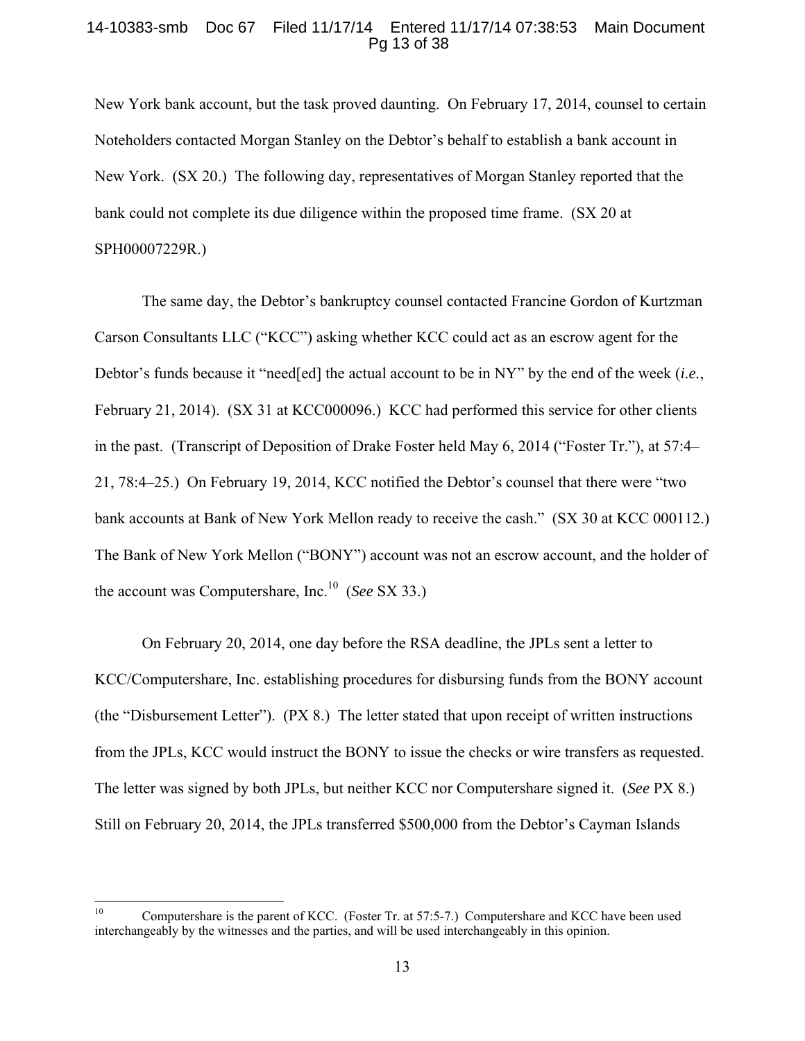New York bank account, but the task proved daunting. On February 17, 2014, counsel to certain Noteholders contacted Morgan Stanley on the Debtor's behalf to establish a bank account in New York. (SX 20.) The following day, representatives of Morgan Stanley reported that the bank could not complete its due diligence within the proposed time frame. (SX 20 at SPH00007229R.)

The same day, the Debtor's bankruptcy counsel contacted Francine Gordon of Kurtzman Carson Consultants LLC ("KCC") asking whether KCC could act as an escrow agent for the Debtor's funds because it "need[ed] the actual account to be in NY" by the end of the week (*i.e.*, February 21, 2014). (SX 31 at KCC000096.) KCC had performed this service for other clients in the past. (Transcript of Deposition of Drake Foster held May 6, 2014 ("Foster Tr."), at 57:4–21, 78:4–25.) On February 19, 2014, KCC notified the Debtor's counsel that there were "two bank accounts at Bank of New York Mellon ready to receive the cash." (SX 30 at KCC 000112.) The Bank of New York Mellon ("BONY") account was not an escrow account, and the holder of the account was Computershare, Inc.[10] (*See* SX 33.)

On February 20, 2014, one day before the RSA deadline, the JPLs sent a letter to KCC/Computershare, Inc. establishing procedures for disbursing funds from the BONY account (the "Disbursement Letter"). (PX 8.) The letter stated that upon receipt of written instructions from the JPLs, KCC would instruct the BONY to issue the checks or wire transfers as requested. The letter was signed by both JPLs, but neither KCC nor Computershare signed it. (*See* PX 8.) Still on February 20, 2014, the JPLs transferred $500,000 from the Debtor's Cayman Islands

---

[10] Computershare is the parent of KCC. (Foster Tr. at 57:5-7.) Computershare and KCC have been used interchangeably by the witnesses and the parties, and will be used interchangeably in this opinion.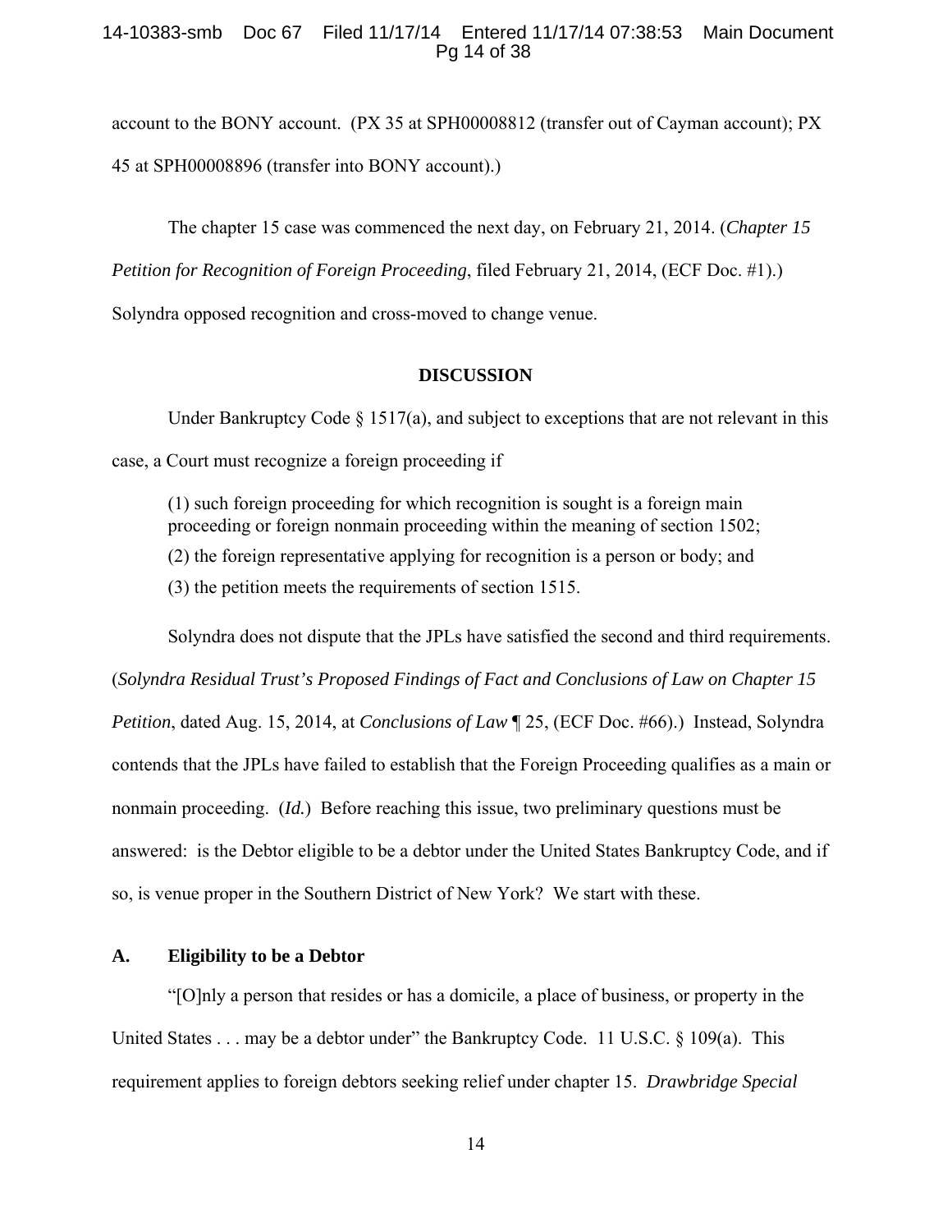account to the BONY account. (PX 35 at SPH00008812 (transfer out of Cayman account); PX 45 at SPH00008896 (transfer into BONY account).)

The chapter 15 case was commenced the next day, on February 21, 2014. (*Chapter 15 Petition for Recognition of Foreign Proceeding*, filed February 21, 2014, (ECF Doc. #1).) Solyndra opposed recognition and cross-moved to change venue.

## DISCUSSION

Under Bankruptcy Code § 1517(a), and subject to exceptions that are not relevant in this case, a Court must recognize a foreign proceeding if

> (1) such foreign proceeding for which recognition is sought is a foreign main proceeding or foreign nonmain proceeding within the meaning of section 1502;
>
> (2) the foreign representative applying for recognition is a person or body; and
>
> (3) the petition meets the requirements of section 1515.

Solyndra does not dispute that the JPLs have satisfied the second and third requirements. (*Solyndra Residual Trust's Proposed Findings of Fact and Conclusions of Law on Chapter 15 Petition*, dated Aug. 15, 2014, at *Conclusions of Law* ¶ 25, (ECF Doc. #66).) Instead, Solyndra contends that the JPLs have failed to establish that the Foreign Proceeding qualifies as a main or nonmain proceeding. (*Id.*) Before reaching this issue, two preliminary questions must be answered: is the Debtor eligible to be a debtor under the United States Bankruptcy Code, and if so, is venue proper in the Southern District of New York? We start with these.

### A. Eligibility to be a Debtor

"[O]nly a person that resides or has a domicile, a place of business, or property in the United States . . . may be a debtor under" the Bankruptcy Code. 11 U.S.C. § 109(a). This requirement applies to foreign debtors seeking relief under chapter 15. *Drawbridge Special*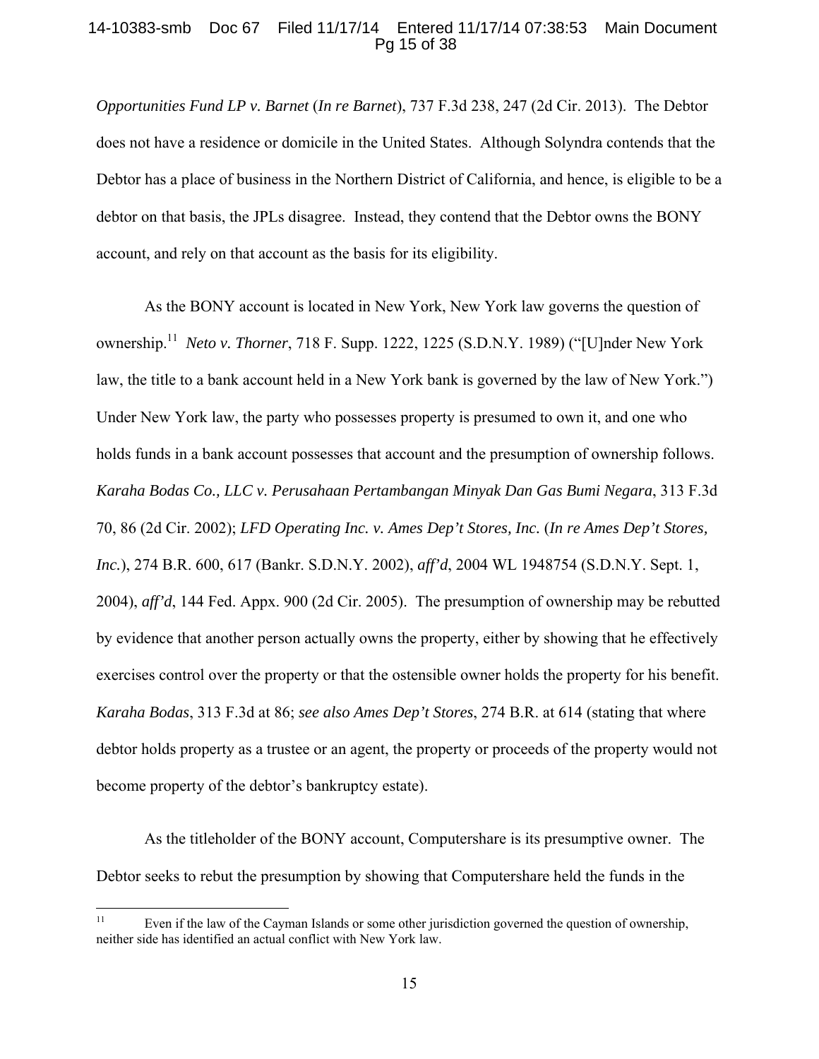*Opportunities Fund LP v. Barnet* (*In re Barnet*), 737 F.3d 238, 247 (2d Cir. 2013). The Debtor does not have a residence or domicile in the United States. Although Solyndra contends that the Debtor has a place of business in the Northern District of California, and hence, is eligible to be a debtor on that basis, the JPLs disagree. Instead, they contend that the Debtor owns the BONY account, and rely on that account as the basis for its eligibility.

As the BONY account is located in New York, New York law governs the question of ownership.[11] *Neto v. Thorner*, 718 F. Supp. 1222, 1225 (S.D.N.Y. 1989) ("[U]nder New York law, the title to a bank account held in a New York bank is governed by the law of New York.") Under New York law, the party who possesses property is presumed to own it, and one who holds funds in a bank account possesses that account and the presumption of ownership follows. *Karaha Bodas Co., LLC v. Perusahaan Pertambangan Minyak Dan Gas Bumi Negara*, 313 F.3d 70, 86 (2d Cir. 2002); *LFD Operating Inc. v. Ames Dep't Stores, Inc.* (*In re Ames Dep't Stores, Inc.*), 274 B.R. 600, 617 (Bankr. S.D.N.Y. 2002), *aff'd*, 2004 WL 1948754 (S.D.N.Y. Sept. 1, 2004), *aff'd*, 144 Fed. Appx. 900 (2d Cir. 2005). The presumption of ownership may be rebutted by evidence that another person actually owns the property, either by showing that he effectively exercises control over the property or that the ostensible owner holds the property for his benefit. *Karaha Bodas*, 313 F.3d at 86; *see also Ames Dep't Stores*, 274 B.R. at 614 (stating that where debtor holds property as a trustee or an agent, the property or proceeds of the property would not become property of the debtor's bankruptcy estate).

As the titleholder of the BONY account, Computershare is its presumptive owner. The Debtor seeks to rebut the presumption by showing that Computershare held the funds in the

---

[11] Even if the law of the Cayman Islands or some other jurisdiction governed the question of ownership, neither side has identified an actual conflict with New York law.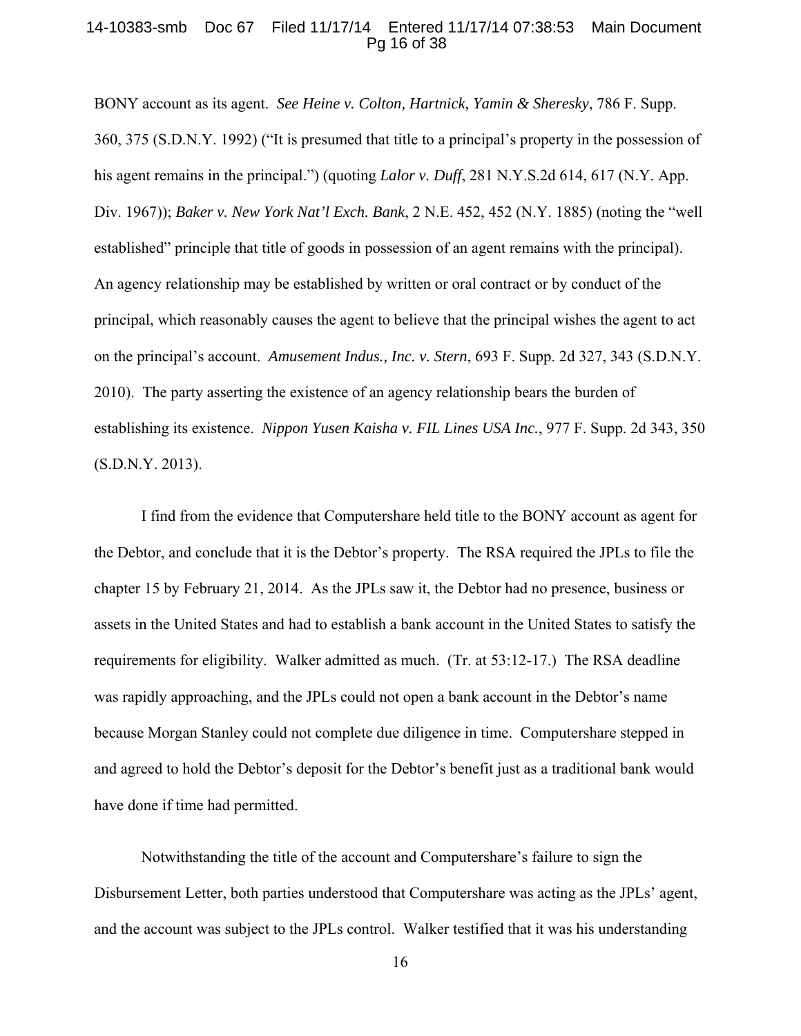BONY account as its agent. *See Heine v. Colton, Hartnick, Yamin & Sheresky*, 786 F. Supp. 360, 375 (S.D.N.Y. 1992) ("It is presumed that title to a principal's property in the possession of his agent remains in the principal.") (quoting *Lalor v. Duff*, 281 N.Y.S.2d 614, 617 (N.Y. App. Div. 1967)); *Baker v. New York Nat'l Exch. Bank*, 2 N.E. 452, 452 (N.Y. 1885) (noting the "well established" principle that title of goods in possession of an agent remains with the principal). An agency relationship may be established by written or oral contract or by conduct of the principal, which reasonably causes the agent to believe that the principal wishes the agent to act on the principal's account. *Amusement Indus., Inc. v. Stern*, 693 F. Supp. 2d 327, 343 (S.D.N.Y. 2010). The party asserting the existence of an agency relationship bears the burden of establishing its existence. *Nippon Yusen Kaisha v. FIL Lines USA Inc.*, 977 F. Supp. 2d 343, 350 (S.D.N.Y. 2013).

I find from the evidence that Computershare held title to the BONY account as agent for the Debtor, and conclude that it is the Debtor's property. The RSA required the JPLs to file the chapter 15 by February 21, 2014. As the JPLs saw it, the Debtor had no presence, business or assets in the United States and had to establish a bank account in the United States to satisfy the requirements for eligibility. Walker admitted as much. (Tr. at 53:12-17.) The RSA deadline was rapidly approaching, and the JPLs could not open a bank account in the Debtor's name because Morgan Stanley could not complete due diligence in time. Computershare stepped in and agreed to hold the Debtor's deposit for the Debtor's benefit just as a traditional bank would have done if time had permitted.

Notwithstanding the title of the account and Computershare's failure to sign the Disbursement Letter, both parties understood that Computershare was acting as the JPLs' agent, and the account was subject to the JPLs control. Walker testified that it was his understanding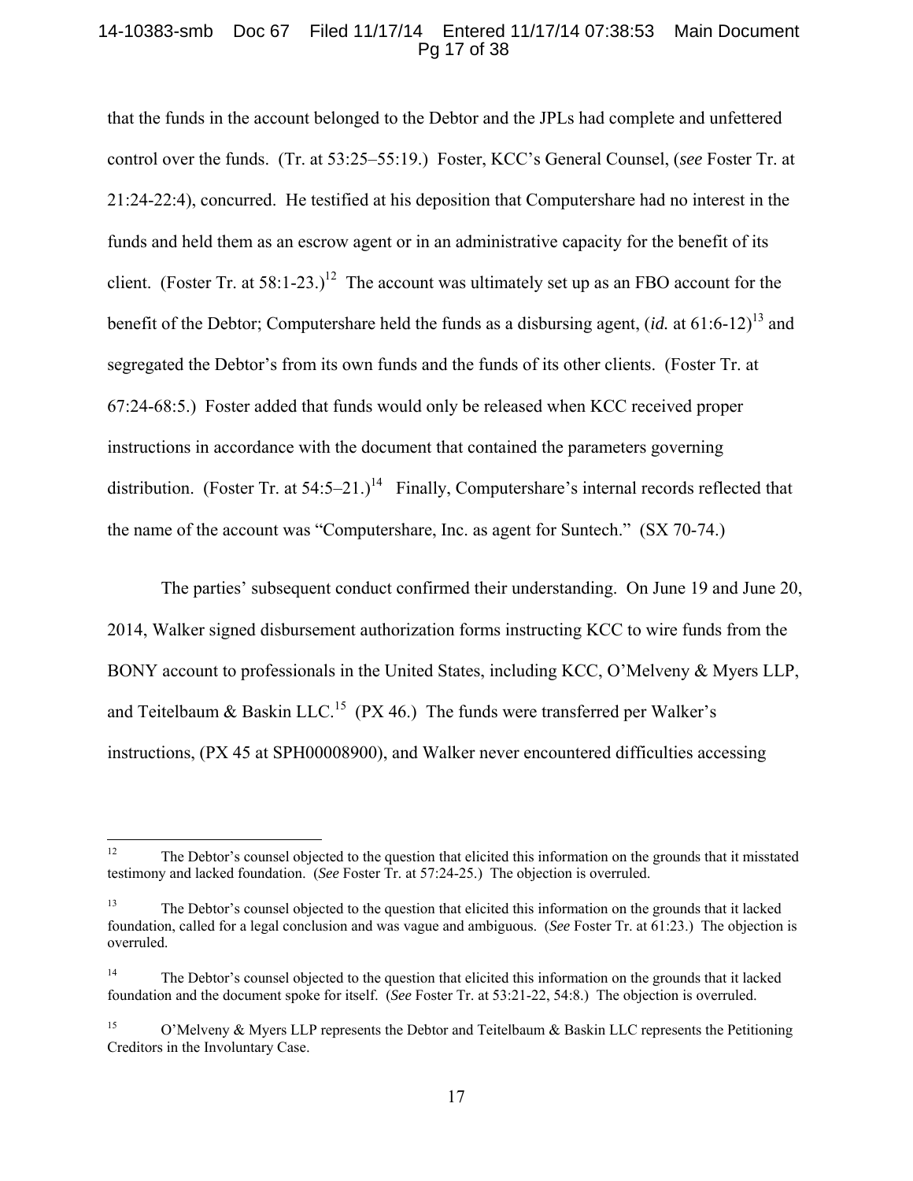that the funds in the account belonged to the Debtor and the JPLs had complete and unfettered control over the funds. (Tr. at 53:25–55:19.) Foster, KCC's General Counsel, (*see* Foster Tr. at 21:24-22:4), concurred. He testified at his deposition that Computershare had no interest in the funds and held them as an escrow agent or in an administrative capacity for the benefit of its client. (Foster Tr. at 58:1-23.)[12] The account was ultimately set up as an FBO account for the benefit of the Debtor; Computershare held the funds as a disbursing agent, (*id.* at 61:6-12)[13] and segregated the Debtor's from its own funds and the funds of its other clients. (Foster Tr. at 67:24-68:5.) Foster added that funds would only be released when KCC received proper instructions in accordance with the document that contained the parameters governing distribution. (Foster Tr. at 54:5–21.)[14] Finally, Computershare's internal records reflected that the name of the account was "Computershare, Inc. as agent for Suntech." (SX 70-74.)

The parties' subsequent conduct confirmed their understanding. On June 19 and June 20, 2014, Walker signed disbursement authorization forms instructing KCC to wire funds from the BONY account to professionals in the United States, including KCC, O'Melveny & Myers LLP, and Teitelbaum & Baskin LLC.[15] (PX 46.) The funds were transferred per Walker's instructions, (PX 45 at SPH00008900), and Walker never encountered difficulties accessing

---

[12] The Debtor's counsel objected to the question that elicited this information on the grounds that it misstated testimony and lacked foundation. (*See* Foster Tr. at 57:24-25.) The objection is overruled.

[13] The Debtor's counsel objected to the question that elicited this information on the grounds that it lacked foundation, called for a legal conclusion and was vague and ambiguous. (*See* Foster Tr. at 61:23.) The objection is overruled.

[14] The Debtor's counsel objected to the question that elicited this information on the grounds that it lacked foundation and the document spoke for itself. (*See* Foster Tr. at 53:21-22, 54:8.) The objection is overruled.

[15] O'Melveny & Myers LLP represents the Debtor and Teitelbaum & Baskin LLC represents the Petitioning Creditors in the Involuntary Case.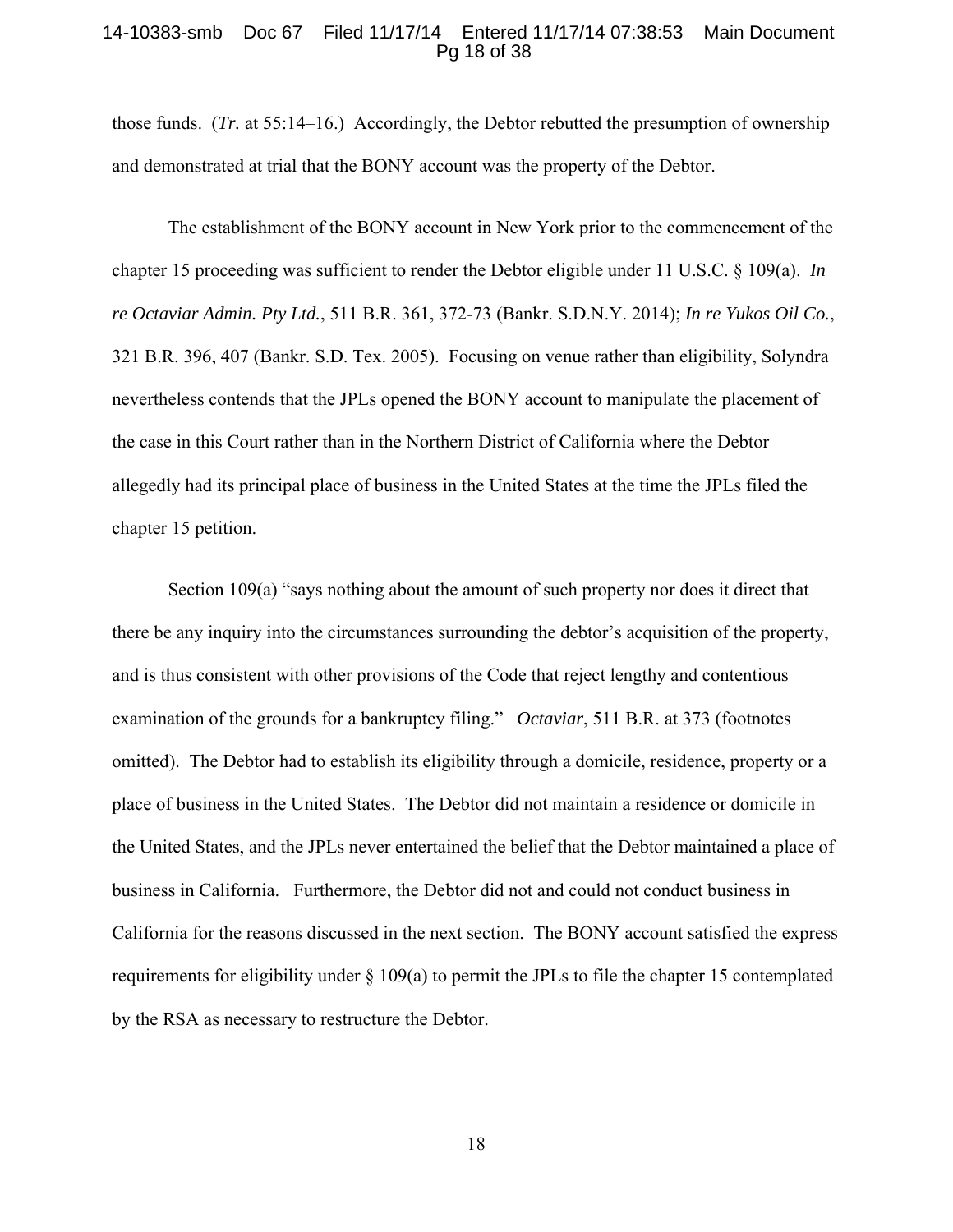those funds. (*Tr.* at 55:14–16.) Accordingly, the Debtor rebutted the presumption of ownership and demonstrated at trial that the BONY account was the property of the Debtor.

The establishment of the BONY account in New York prior to the commencement of the chapter 15 proceeding was sufficient to render the Debtor eligible under 11 U.S.C. § 109(a). *In re Octaviar Admin. Pty Ltd.*, 511 B.R. 361, 372-73 (Bankr. S.D.N.Y. 2014); *In re Yukos Oil Co.*, 321 B.R. 396, 407 (Bankr. S.D. Tex. 2005). Focusing on venue rather than eligibility, Solyndra nevertheless contends that the JPLs opened the BONY account to manipulate the placement of the case in this Court rather than in the Northern District of California where the Debtor allegedly had its principal place of business in the United States at the time the JPLs filed the chapter 15 petition.

Section 109(a) "says nothing about the amount of such property nor does it direct that there be any inquiry into the circumstances surrounding the debtor's acquisition of the property, and is thus consistent with other provisions of the Code that reject lengthy and contentious examination of the grounds for a bankruptcy filing." *Octaviar*, 511 B.R. at 373 (footnotes omitted). The Debtor had to establish its eligibility through a domicile, residence, property or a place of business in the United States. The Debtor did not maintain a residence or domicile in the United States, and the JPLs never entertained the belief that the Debtor maintained a place of business in California. Furthermore, the Debtor did not and could not conduct business in California for the reasons discussed in the next section. The BONY account satisfied the express requirements for eligibility under § 109(a) to permit the JPLs to file the chapter 15 contemplated by the RSA as necessary to restructure the Debtor.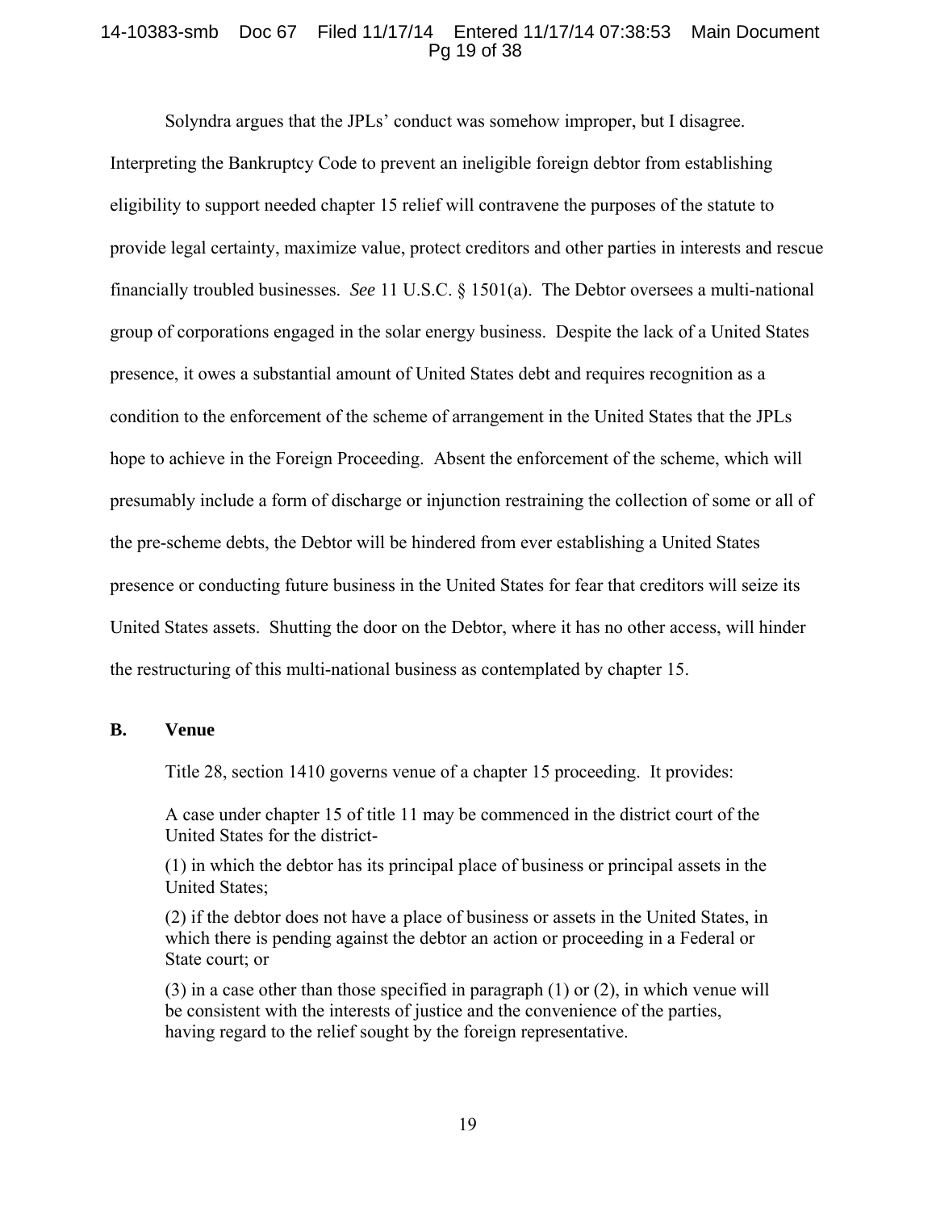Solyndra argues that the JPLs' conduct was somehow improper, but I disagree. Interpreting the Bankruptcy Code to prevent an ineligible foreign debtor from establishing eligibility to support needed chapter 15 relief will contravene the purposes of the statute to provide legal certainty, maximize value, protect creditors and other parties in interests and rescue financially troubled businesses. *See* 11 U.S.C. § 1501(a). The Debtor oversees a multi-national group of corporations engaged in the solar energy business. Despite the lack of a United States presence, it owes a substantial amount of United States debt and requires recognition as a condition to the enforcement of the scheme of arrangement in the United States that the JPLs hope to achieve in the Foreign Proceeding. Absent the enforcement of the scheme, which will presumably include a form of discharge or injunction restraining the collection of some or all of the pre-scheme debts, the Debtor will be hindered from ever establishing a United States presence or conducting future business in the United States for fear that creditors will seize its United States assets. Shutting the door on the Debtor, where it has no other access, will hinder the restructuring of this multi-national business as contemplated by chapter 15.

## B. Venue

Title 28, section 1410 governs venue of a chapter 15 proceeding. It provides:

> A case under chapter 15 of title 11 may be commenced in the district court of the United States for the district-
>
> (1) in which the debtor has its principal place of business or principal assets in the United States;
>
> (2) if the debtor does not have a place of business or assets in the United States, in which there is pending against the debtor an action or proceeding in a Federal or State court; or
>
> (3) in a case other than those specified in paragraph (1) or (2), in which venue will be consistent with the interests of justice and the convenience of the parties, having regard to the relief sought by the foreign representative.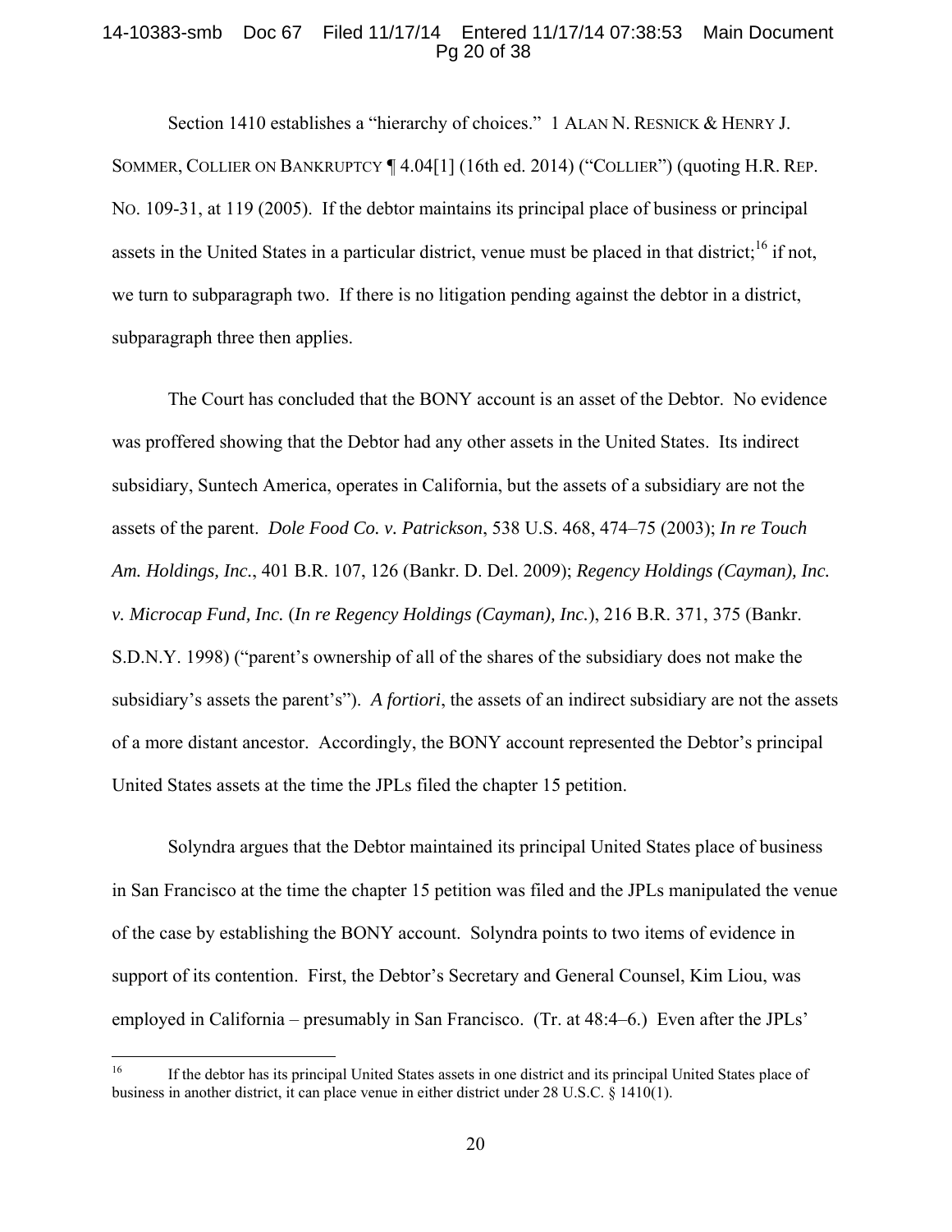Section 1410 establishes a "hierarchy of choices." 1 ALAN N. RESNICK & HENRY J. SOMMER, COLLIER ON BANKRUPTCY ¶ 4.04[1] (16th ed. 2014) ("COLLIER") (quoting H.R. REP. NO. 109-31, at 119 (2005). If the debtor maintains its principal place of business or principal assets in the United States in a particular district, venue must be placed in that district;[16] if not, we turn to subparagraph two. If there is no litigation pending against the debtor in a district, subparagraph three then applies.

The Court has concluded that the BONY account is an asset of the Debtor. No evidence was proffered showing that the Debtor had any other assets in the United States. Its indirect subsidiary, Suntech America, operates in California, but the assets of a subsidiary are not the assets of the parent. *Dole Food Co. v. Patrickson*, 538 U.S. 468, 474–75 (2003); *In re Touch Am. Holdings, Inc.*, 401 B.R. 107, 126 (Bankr. D. Del. 2009); *Regency Holdings (Cayman), Inc. v. Microcap Fund, Inc.* (*In re Regency Holdings (Cayman), Inc.*), 216 B.R. 371, 375 (Bankr. S.D.N.Y. 1998) ("parent's ownership of all of the shares of the subsidiary does not make the subsidiary's assets the parent's"). *A fortiori*, the assets of an indirect subsidiary are not the assets of a more distant ancestor. Accordingly, the BONY account represented the Debtor's principal United States assets at the time the JPLs filed the chapter 15 petition.

Solyndra argues that the Debtor maintained its principal United States place of business in San Francisco at the time the chapter 15 petition was filed and the JPLs manipulated the venue of the case by establishing the BONY account. Solyndra points to two items of evidence in support of its contention. First, the Debtor's Secretary and General Counsel, Kim Liou, was employed in California – presumably in San Francisco. (Tr. at 48:4–6.) Even after the JPLs'

---

[16] If the debtor has its principal United States assets in one district and its principal United States place of business in another district, it can place venue in either district under 28 U.S.C. § 1410(1).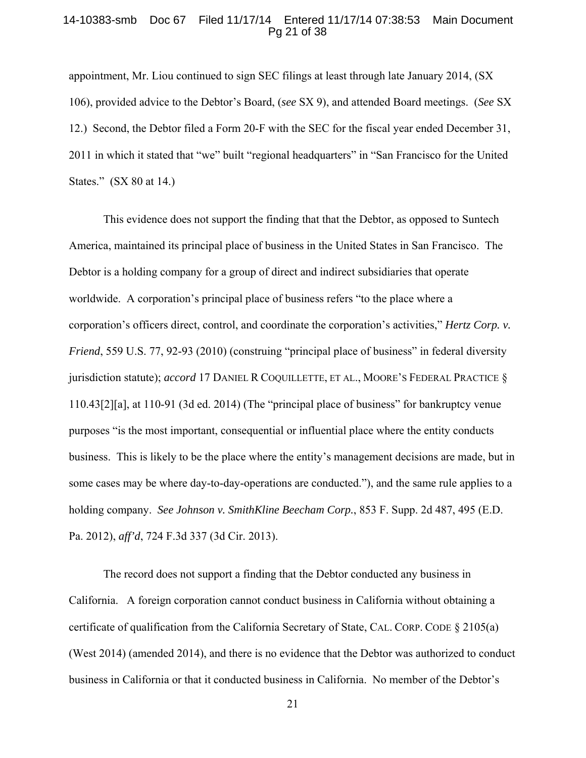appointment, Mr. Liou continued to sign SEC filings at least through late January 2014, (SX 106), provided advice to the Debtor's Board, (*see* SX 9), and attended Board meetings. (*See* SX 12.) Second, the Debtor filed a Form 20-F with the SEC for the fiscal year ended December 31, 2011 in which it stated that "we" built "regional headquarters" in "San Francisco for the United States." (SX 80 at 14.)

This evidence does not support the finding that that the Debtor, as opposed to Suntech America, maintained its principal place of business in the United States in San Francisco. The Debtor is a holding company for a group of direct and indirect subsidiaries that operate worldwide. A corporation's principal place of business refers "to the place where a corporation's officers direct, control, and coordinate the corporation's activities," *Hertz Corp. v. Friend*, 559 U.S. 77, 92-93 (2010) (construing "principal place of business" in federal diversity jurisdiction statute); ***accord*** 17 DANIEL R COQUILLETTE, ET AL., MOORE'S FEDERAL PRACTICE § 110.43[2][a], at 110-91 (3d ed. 2014) (The "principal place of business" for bankruptcy venue purposes "is the most important, consequential or influential place where the entity conducts business. This is likely to be the place where the entity's management decisions are made, but in some cases may be where day-to-day-operations are conducted."), and the same rule applies to a holding company. *See Johnson v. SmithKline Beecham Corp.*, 853 F. Supp. 2d 487, 495 (E.D. Pa. 2012), *aff'd*, 724 F.3d 337 (3d Cir. 2013).

The record does not support a finding that the Debtor conducted any business in California. A foreign corporation cannot conduct business in California without obtaining a certificate of qualification from the California Secretary of State, CAL. CORP. CODE § 2105(a) (West 2014) (amended 2014), and there is no evidence that the Debtor was authorized to conduct business in California or that it conducted business in California. No member of the Debtor's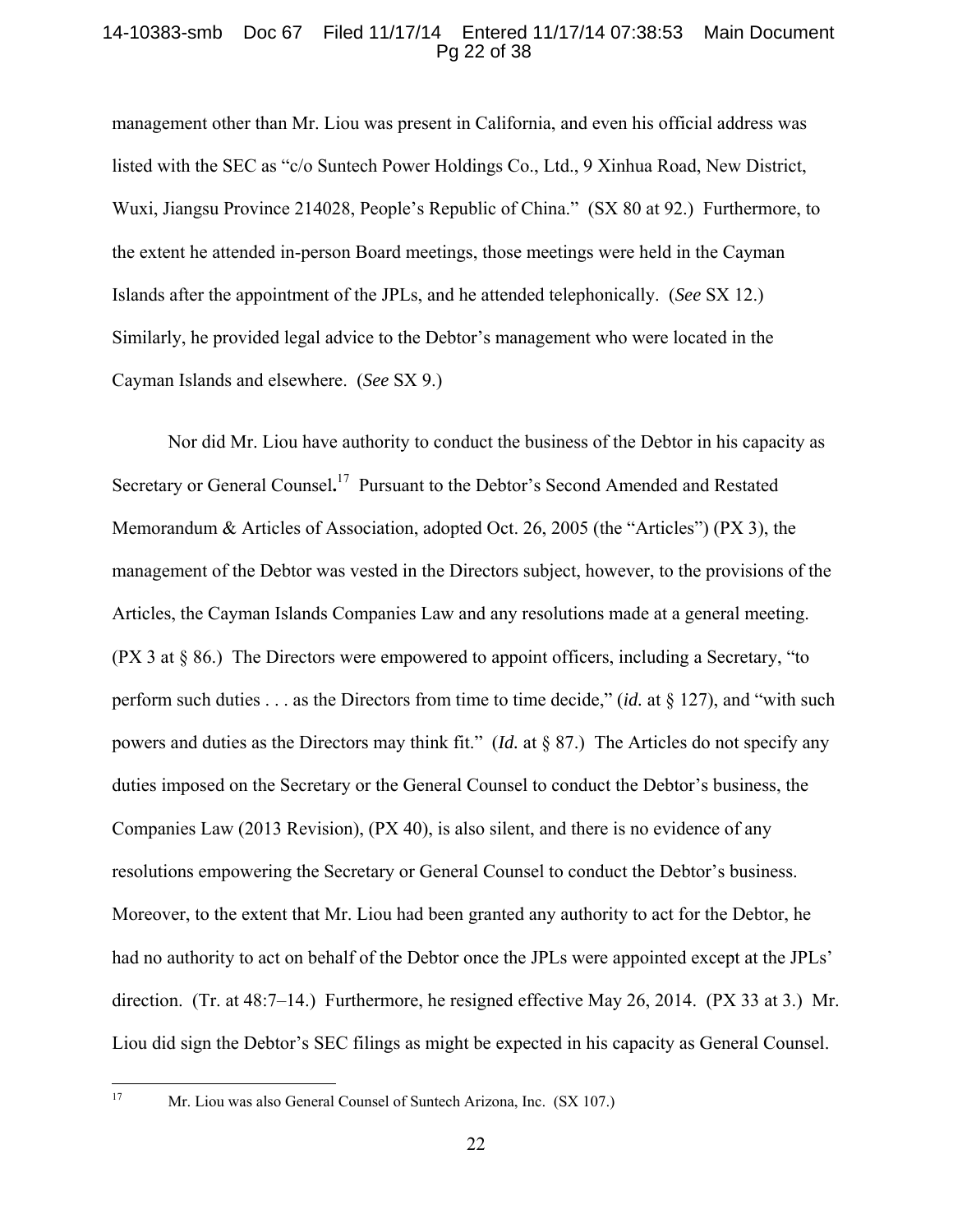management other than Mr. Liou was present in California, and even his official address was listed with the SEC as "c/o Suntech Power Holdings Co., Ltd., 9 Xinhua Road, New District, Wuxi, Jiangsu Province 214028, People's Republic of China." (SX 80 at 92.) Furthermore, to the extent he attended in-person Board meetings, those meetings were held in the Cayman Islands after the appointment of the JPLs, and he attended telephonically. (*See* SX 12.) Similarly, he provided legal advice to the Debtor's management who were located in the Cayman Islands and elsewhere. (*See* SX 9.)

Nor did Mr. Liou have authority to conduct the business of the Debtor in his capacity as Secretary or General Counsel**.**[17] Pursuant to the Debtor's Second Amended and Restated Memorandum & Articles of Association, adopted Oct. 26, 2005 (the "Articles") (PX 3), the management of the Debtor was vested in the Directors subject, however, to the provisions of the Articles, the Cayman Islands Companies Law and any resolutions made at a general meeting. (PX 3 at § 86.) The Directors were empowered to appoint officers, including a Secretary, "to perform such duties . . . as the Directors from time to time decide," (*id.* at § 127), and "with such powers and duties as the Directors may think fit." (*Id.* at § 87.) The Articles do not specify any duties imposed on the Secretary or the General Counsel to conduct the Debtor's business, the Companies Law (2013 Revision), (PX 40), is also silent, and there is no evidence of any resolutions empowering the Secretary or General Counsel to conduct the Debtor's business. Moreover, to the extent that Mr. Liou had been granted any authority to act for the Debtor, he had no authority to act on behalf of the Debtor once the JPLs were appointed except at the JPLs' direction. (Tr. at 48:7–14.) Furthermore, he resigned effective May 26, 2014. (PX 33 at 3.) Mr. Liou did sign the Debtor's SEC filings as might be expected in his capacity as General Counsel.

---

[17] Mr. Liou was also General Counsel of Suntech Arizona, Inc. (SX 107.)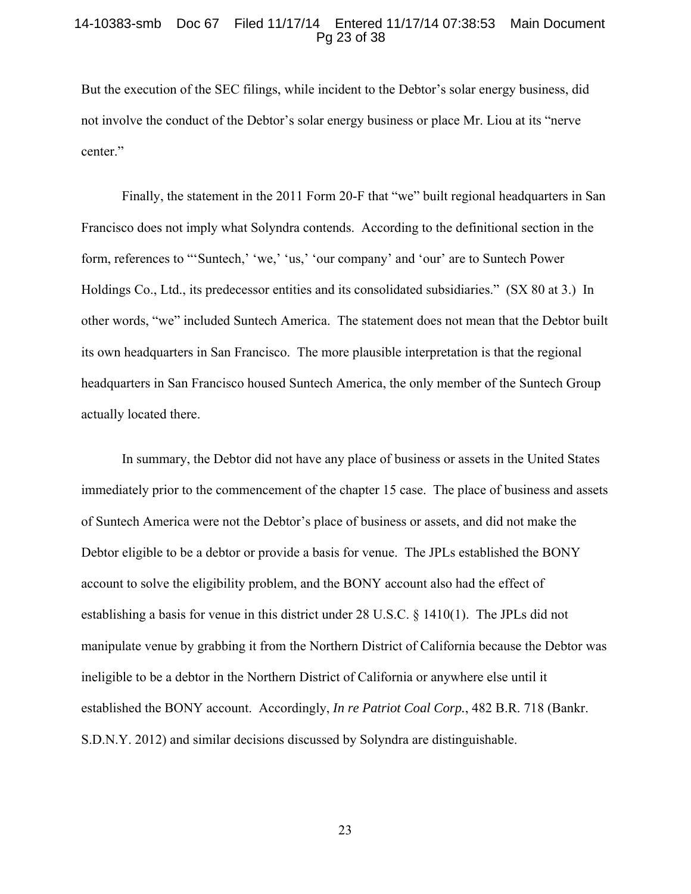But the execution of the SEC filings, while incident to the Debtor's solar energy business, did not involve the conduct of the Debtor's solar energy business or place Mr. Liou at its "nerve center."

Finally, the statement in the 2011 Form 20-F that "we" built regional headquarters in San Francisco does not imply what Solyndra contends. According to the definitional section in the form, references to "'Suntech,' 'we,' 'us,' 'our company' and 'our' are to Suntech Power Holdings Co., Ltd., its predecessor entities and its consolidated subsidiaries." (SX 80 at 3.) In other words, "we" included Suntech America. The statement does not mean that the Debtor built its own headquarters in San Francisco. The more plausible interpretation is that the regional headquarters in San Francisco housed Suntech America, the only member of the Suntech Group actually located there.

In summary, the Debtor did not have any place of business or assets in the United States immediately prior to the commencement of the chapter 15 case. The place of business and assets of Suntech America were not the Debtor's place of business or assets, and did not make the Debtor eligible to be a debtor or provide a basis for venue. The JPLs established the BONY account to solve the eligibility problem, and the BONY account also had the effect of establishing a basis for venue in this district under 28 U.S.C. § 1410(1). The JPLs did not manipulate venue by grabbing it from the Northern District of California because the Debtor was ineligible to be a debtor in the Northern District of California or anywhere else until it established the BONY account. Accordingly, *In re Patriot Coal Corp.*, 482 B.R. 718 (Bankr. S.D.N.Y. 2012) and similar decisions discussed by Solyndra are distinguishable.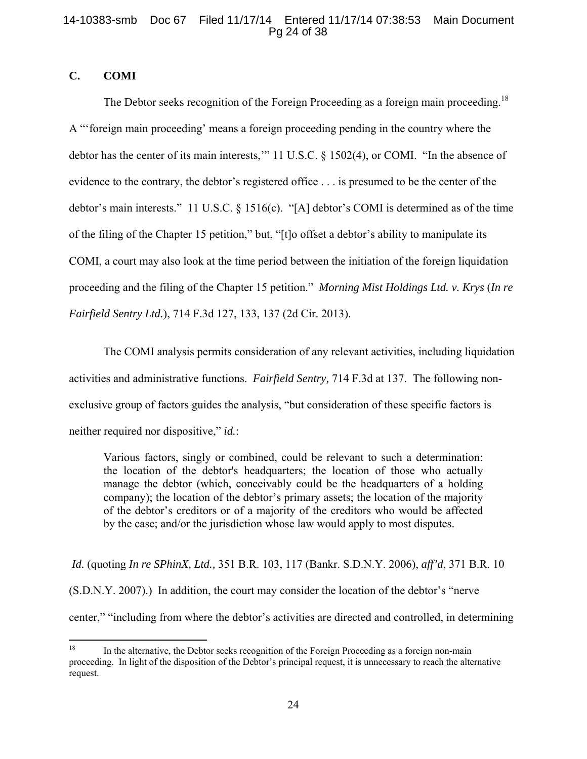### C. COMI

The Debtor seeks recognition of the Foreign Proceeding as a foreign main proceeding.[18] A "'foreign main proceeding' means a foreign proceeding pending in the country where the debtor has the center of its main interests,'" 11 U.S.C. § 1502(4), or COMI. "In the absence of evidence to the contrary, the debtor's registered office . . . is presumed to be the center of the debtor's main interests." 11 U.S.C. § 1516(c). "[A] debtor's COMI is determined as of the time of the filing of the Chapter 15 petition," but, "[t]o offset a debtor's ability to manipulate its COMI, a court may also look at the time period between the initiation of the foreign liquidation proceeding and the filing of the Chapter 15 petition." *Morning Mist Holdings Ltd. v. Krys* (*In re Fairfield Sentry Ltd.*), 714 F.3d 127, 133, 137 (2d Cir. 2013).

The COMI analysis permits consideration of any relevant activities, including liquidation activities and administrative functions. *Fairfield Sentry,* 714 F.3d at 137. The following non-exclusive group of factors guides the analysis, "but consideration of these specific factors is neither required nor dispositive," *id.*:

> Various factors, singly or combined, could be relevant to such a determination: the location of the debtor's headquarters; the location of those who actually manage the debtor (which, conceivably could be the headquarters of a holding company); the location of the debtor's primary assets; the location of the majority of the debtor's creditors or of a majority of the creditors who would be affected by the case; and/or the jurisdiction whose law would apply to most disputes.

*Id.* (quoting *In re SPhinX, Ltd.,* 351 B.R. 103, 117 (Bankr. S.D.N.Y. 2006), *aff'd*, 371 B.R. 10 (S.D.N.Y. 2007).) In addition, the court may consider the location of the debtor's "nerve center," "including from where the debtor's activities are directed and controlled, in determining

---

[18] In the alternative, the Debtor seeks recognition of the Foreign Proceeding as a foreign non-main proceeding. In light of the disposition of the Debtor's principal request, it is unnecessary to reach the alternative request.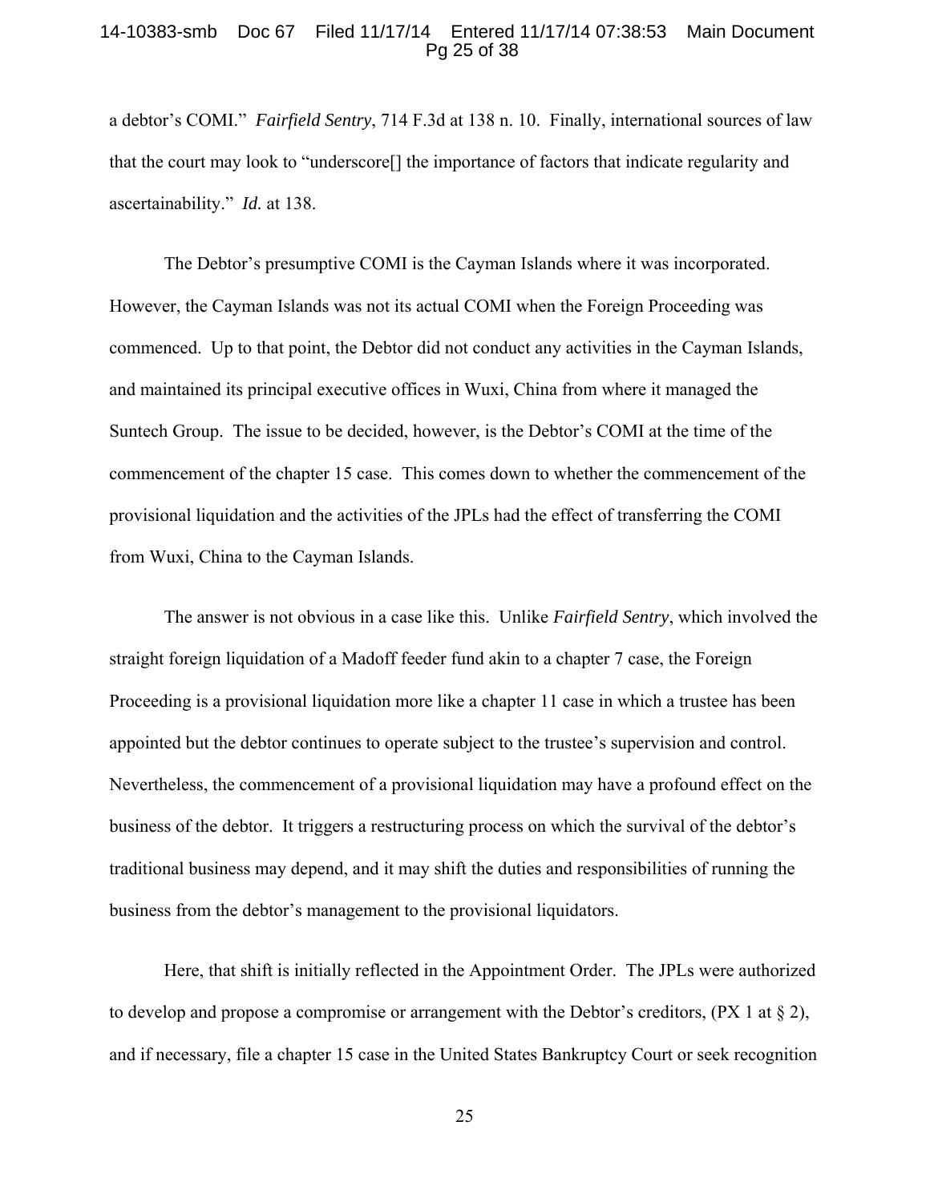a debtor's COMI." *Fairfield Sentry*, 714 F.3d at 138 n. 10. Finally, international sources of law that the court may look to "underscore[] the importance of factors that indicate regularity and ascertainability." *Id.* at 138.

The Debtor's presumptive COMI is the Cayman Islands where it was incorporated. However, the Cayman Islands was not its actual COMI when the Foreign Proceeding was commenced. Up to that point, the Debtor did not conduct any activities in the Cayman Islands, and maintained its principal executive offices in Wuxi, China from where it managed the Suntech Group. The issue to be decided, however, is the Debtor's COMI at the time of the commencement of the chapter 15 case. This comes down to whether the commencement of the provisional liquidation and the activities of the JPLs had the effect of transferring the COMI from Wuxi, China to the Cayman Islands.

The answer is not obvious in a case like this. Unlike *Fairfield Sentry*, which involved the straight foreign liquidation of a Madoff feeder fund akin to a chapter 7 case, the Foreign Proceeding is a provisional liquidation more like a chapter 11 case in which a trustee has been appointed but the debtor continues to operate subject to the trustee's supervision and control. Nevertheless, the commencement of a provisional liquidation may have a profound effect on the business of the debtor. It triggers a restructuring process on which the survival of the debtor's traditional business may depend, and it may shift the duties and responsibilities of running the business from the debtor's management to the provisional liquidators.

Here, that shift is initially reflected in the Appointment Order. The JPLs were authorized to develop and propose a compromise or arrangement with the Debtor's creditors, (PX 1 at § 2), and if necessary, file a chapter 15 case in the United States Bankruptcy Court or seek recognition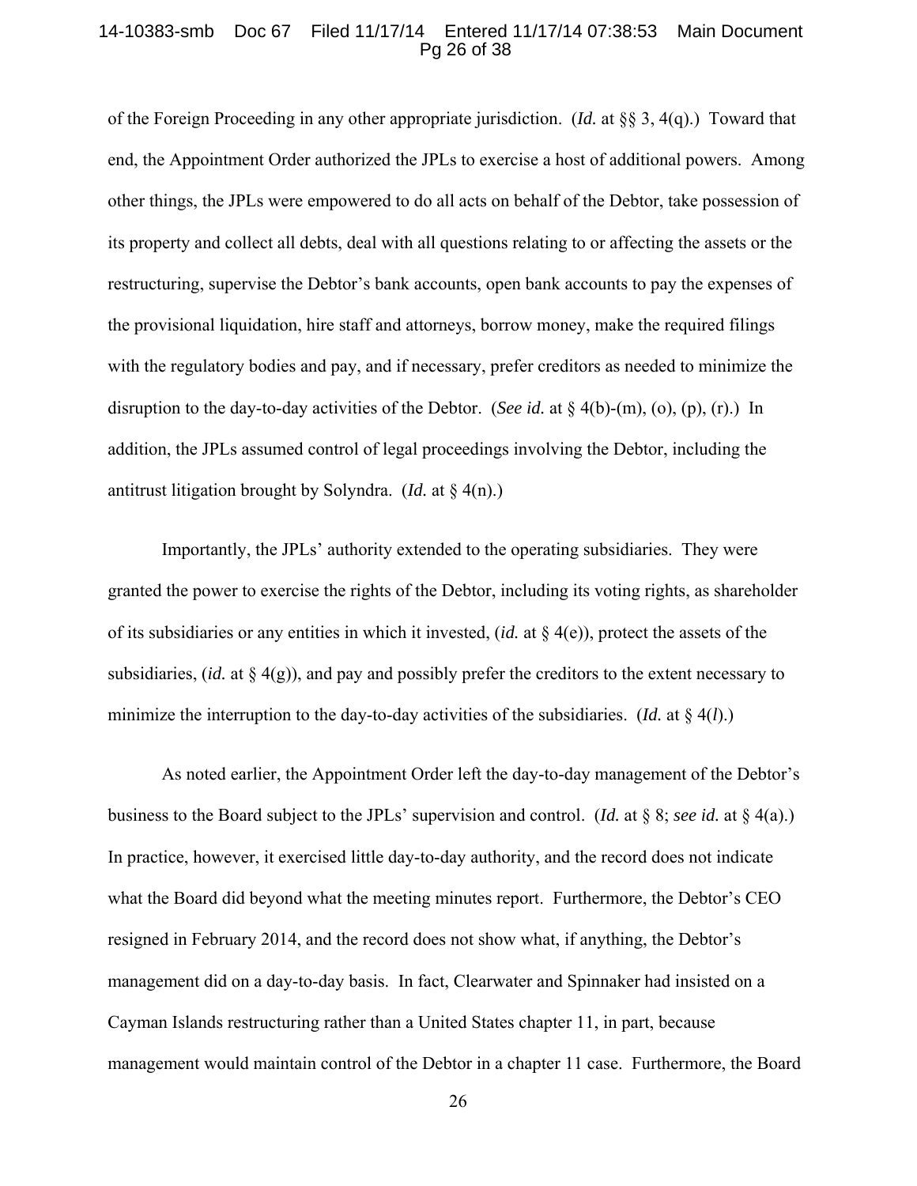of the Foreign Proceeding in any other appropriate jurisdiction. (*Id.* at §§ 3, 4(q).) Toward that end, the Appointment Order authorized the JPLs to exercise a host of additional powers. Among other things, the JPLs were empowered to do all acts on behalf of the Debtor, take possession of its property and collect all debts, deal with all questions relating to or affecting the assets or the restructuring, supervise the Debtor's bank accounts, open bank accounts to pay the expenses of the provisional liquidation, hire staff and attorneys, borrow money, make the required filings with the regulatory bodies and pay, and if necessary, prefer creditors as needed to minimize the disruption to the day-to-day activities of the Debtor. (*See id.* at § 4(b)-(m), (o), (p), (r).) In addition, the JPLs assumed control of legal proceedings involving the Debtor, including the antitrust litigation brought by Solyndra. (*Id.* at § 4(n).)

Importantly, the JPLs' authority extended to the operating subsidiaries. They were granted the power to exercise the rights of the Debtor, including its voting rights, as shareholder of its subsidiaries or any entities in which it invested, (*id.* at § 4(e)), protect the assets of the subsidiaries, (*id.* at § 4(g)), and pay and possibly prefer the creditors to the extent necessary to minimize the interruption to the day-to-day activities of the subsidiaries. (*Id.* at § 4(*l*).)

As noted earlier, the Appointment Order left the day-to-day management of the Debtor's business to the Board subject to the JPLs' supervision and control. (*Id.* at § 8; *see id.* at § 4(a).) In practice, however, it exercised little day-to-day authority, and the record does not indicate what the Board did beyond what the meeting minutes report. Furthermore, the Debtor's CEO resigned in February 2014, and the record does not show what, if anything, the Debtor's management did on a day-to-day basis. In fact, Clearwater and Spinnaker had insisted on a Cayman Islands restructuring rather than a United States chapter 11, in part, because management would maintain control of the Debtor in a chapter 11 case. Furthermore, the Board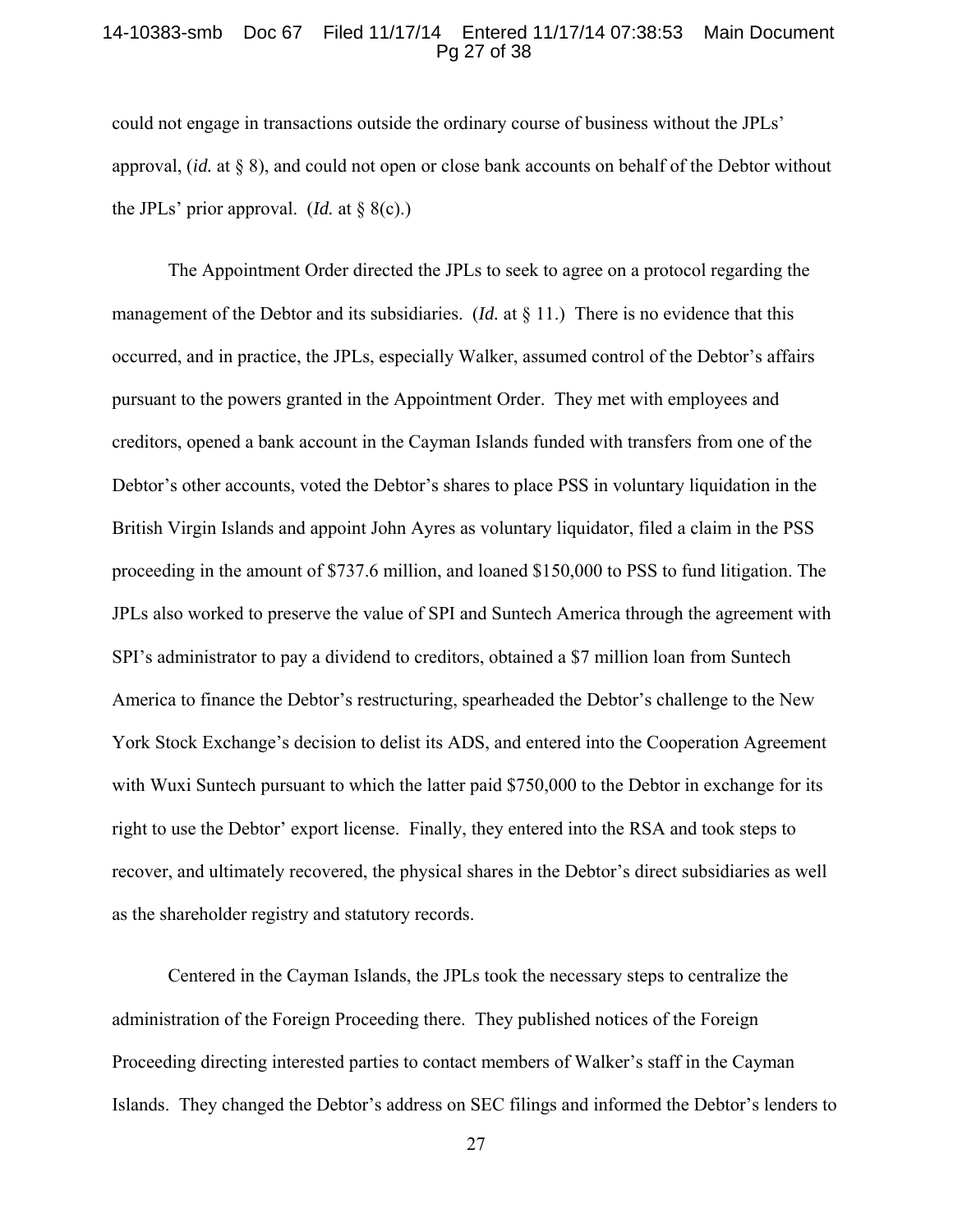could not engage in transactions outside the ordinary course of business without the JPLs' approval, (*id.* at § 8), and could not open or close bank accounts on behalf of the Debtor without the JPLs' prior approval. (*Id.* at § 8(c).)

The Appointment Order directed the JPLs to seek to agree on a protocol regarding the management of the Debtor and its subsidiaries. (*Id.* at § 11.) There is no evidence that this occurred, and in practice, the JPLs, especially Walker, assumed control of the Debtor's affairs pursuant to the powers granted in the Appointment Order. They met with employees and creditors, opened a bank account in the Cayman Islands funded with transfers from one of the Debtor's other accounts, voted the Debtor's shares to place PSS in voluntary liquidation in the British Virgin Islands and appoint John Ayres as voluntary liquidator, filed a claim in the PSS proceeding in the amount of $737.6 million, and loaned $150,000 to PSS to fund litigation. The JPLs also worked to preserve the value of SPI and Suntech America through the agreement with SPI's administrator to pay a dividend to creditors, obtained a $7 million loan from Suntech America to finance the Debtor's restructuring, spearheaded the Debtor's challenge to the New York Stock Exchange's decision to delist its ADS, and entered into the Cooperation Agreement with Wuxi Suntech pursuant to which the latter paid $750,000 to the Debtor in exchange for its right to use the Debtor' export license. Finally, they entered into the RSA and took steps to recover, and ultimately recovered, the physical shares in the Debtor's direct subsidiaries as well as the shareholder registry and statutory records.

Centered in the Cayman Islands, the JPLs took the necessary steps to centralize the administration of the Foreign Proceeding there. They published notices of the Foreign Proceeding directing interested parties to contact members of Walker's staff in the Cayman Islands. They changed the Debtor's address on SEC filings and informed the Debtor's lenders to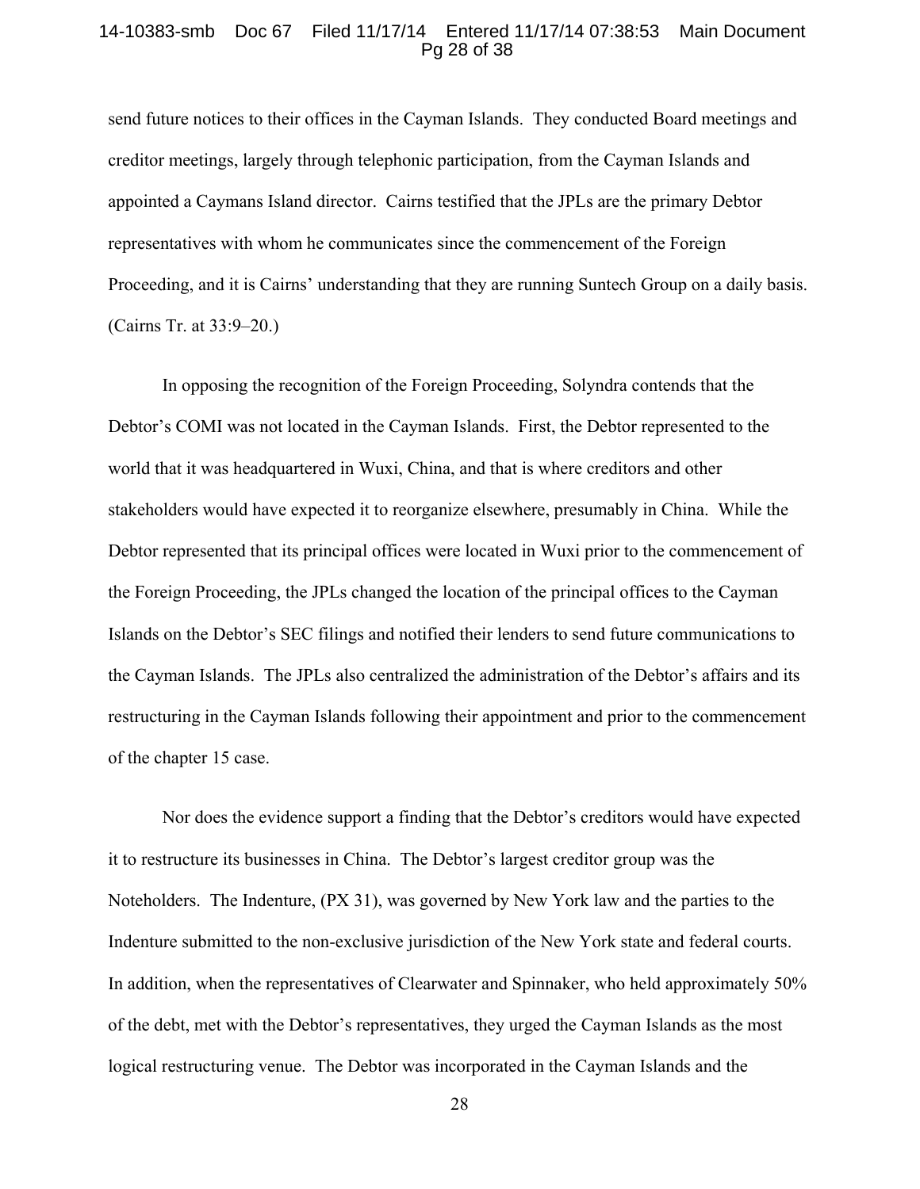send future notices to their offices in the Cayman Islands. They conducted Board meetings and creditor meetings, largely through telephonic participation, from the Cayman Islands and appointed a Caymans Island director. Cairns testified that the JPLs are the primary Debtor representatives with whom he communicates since the commencement of the Foreign Proceeding, and it is Cairns' understanding that they are running Suntech Group on a daily basis. (Cairns Tr. at 33:9–20.)

In opposing the recognition of the Foreign Proceeding, Solyndra contends that the Debtor's COMI was not located in the Cayman Islands. First, the Debtor represented to the world that it was headquartered in Wuxi, China, and that is where creditors and other stakeholders would have expected it to reorganize elsewhere, presumably in China. While the Debtor represented that its principal offices were located in Wuxi prior to the commencement of the Foreign Proceeding, the JPLs changed the location of the principal offices to the Cayman Islands on the Debtor's SEC filings and notified their lenders to send future communications to the Cayman Islands. The JPLs also centralized the administration of the Debtor's affairs and its restructuring in the Cayman Islands following their appointment and prior to the commencement of the chapter 15 case.

Nor does the evidence support a finding that the Debtor's creditors would have expected it to restructure its businesses in China. The Debtor's largest creditor group was the Noteholders. The Indenture, (PX 31), was governed by New York law and the parties to the Indenture submitted to the non-exclusive jurisdiction of the New York state and federal courts. In addition, when the representatives of Clearwater and Spinnaker, who held approximately 50% of the debt, met with the Debtor's representatives, they urged the Cayman Islands as the most logical restructuring venue. The Debtor was incorporated in the Cayman Islands and the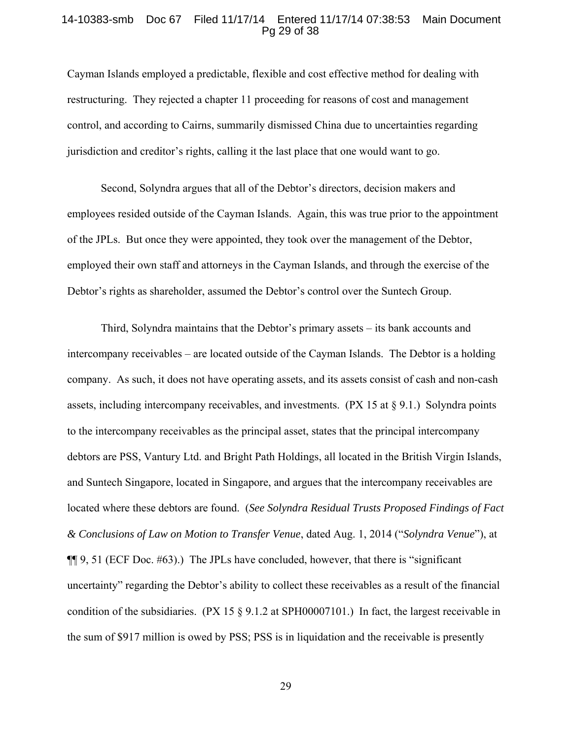Cayman Islands employed a predictable, flexible and cost effective method for dealing with restructuring. They rejected a chapter 11 proceeding for reasons of cost and management control, and according to Cairns, summarily dismissed China due to uncertainties regarding jurisdiction and creditor's rights, calling it the last place that one would want to go.

Second, Solyndra argues that all of the Debtor's directors, decision makers and employees resided outside of the Cayman Islands. Again, this was true prior to the appointment of the JPLs. But once they were appointed, they took over the management of the Debtor, employed their own staff and attorneys in the Cayman Islands, and through the exercise of the Debtor's rights as shareholder, assumed the Debtor's control over the Suntech Group.

Third, Solyndra maintains that the Debtor's primary assets – its bank accounts and intercompany receivables – are located outside of the Cayman Islands. The Debtor is a holding company. As such, it does not have operating assets, and its assets consist of cash and non-cash assets, including intercompany receivables, and investments. (PX 15 at § 9.1.) Solyndra points to the intercompany receivables as the principal asset, states that the principal intercompany debtors are PSS, Vantury Ltd. and Bright Path Holdings, all located in the British Virgin Islands, and Suntech Singapore, located in Singapore, and argues that the intercompany receivables are located where these debtors are found. (*See Solyndra Residual Trusts Proposed Findings of Fact & Conclusions of Law on Motion to Transfer Venue*, dated Aug. 1, 2014 ("*Solyndra Venue*"), at ¶¶ 9, 51 (ECF Doc. #63).) The JPLs have concluded, however, that there is "significant uncertainty" regarding the Debtor's ability to collect these receivables as a result of the financial condition of the subsidiaries. (PX 15 § 9.1.2 at SPH00007101.) In fact, the largest receivable in the sum of $917 million is owed by PSS; PSS is in liquidation and the receivable is presently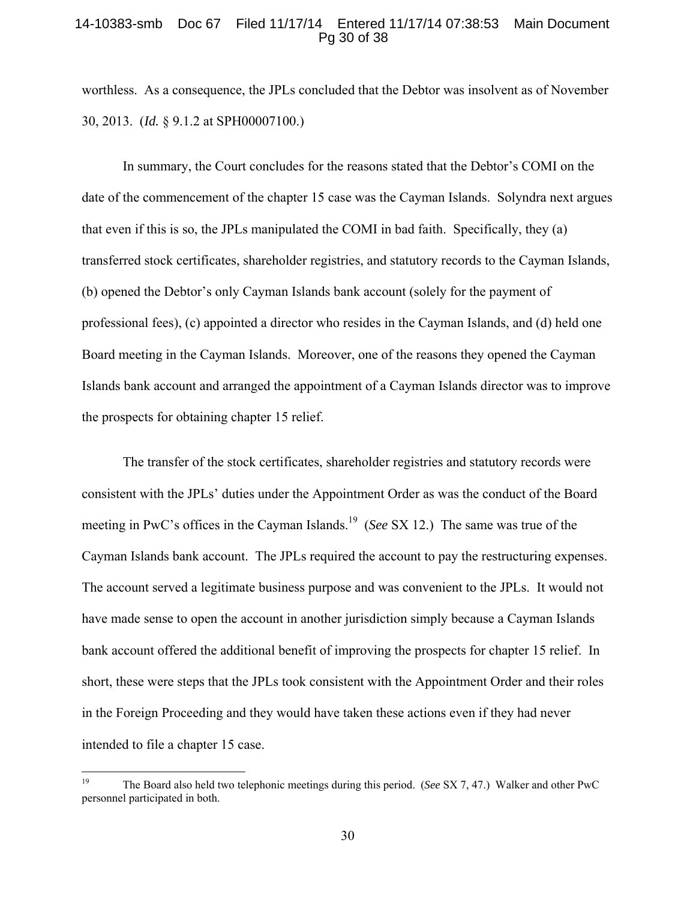worthless. As a consequence, the JPLs concluded that the Debtor was insolvent as of November 30, 2013. (*Id.* § 9.1.2 at SPH00007100.)

In summary, the Court concludes for the reasons stated that the Debtor's COMI on the date of the commencement of the chapter 15 case was the Cayman Islands. Solyndra next argues that even if this is so, the JPLs manipulated the COMI in bad faith. Specifically, they (a) transferred stock certificates, shareholder registries, and statutory records to the Cayman Islands, (b) opened the Debtor's only Cayman Islands bank account (solely for the payment of professional fees), (c) appointed a director who resides in the Cayman Islands, and (d) held one Board meeting in the Cayman Islands. Moreover, one of the reasons they opened the Cayman Islands bank account and arranged the appointment of a Cayman Islands director was to improve the prospects for obtaining chapter 15 relief.

The transfer of the stock certificates, shareholder registries and statutory records were consistent with the JPLs' duties under the Appointment Order as was the conduct of the Board meeting in PwC's offices in the Cayman Islands.[19] (*See* SX 12.) The same was true of the Cayman Islands bank account. The JPLs required the account to pay the restructuring expenses. The account served a legitimate business purpose and was convenient to the JPLs. It would not have made sense to open the account in another jurisdiction simply because a Cayman Islands bank account offered the additional benefit of improving the prospects for chapter 15 relief. In short, these were steps that the JPLs took consistent with the Appointment Order and their roles in the Foreign Proceeding and they would have taken these actions even if they had never intended to file a chapter 15 case.

---

[19] The Board also held two telephonic meetings during this period. (*See* SX 7, 47.) Walker and other PwC personnel participated in both.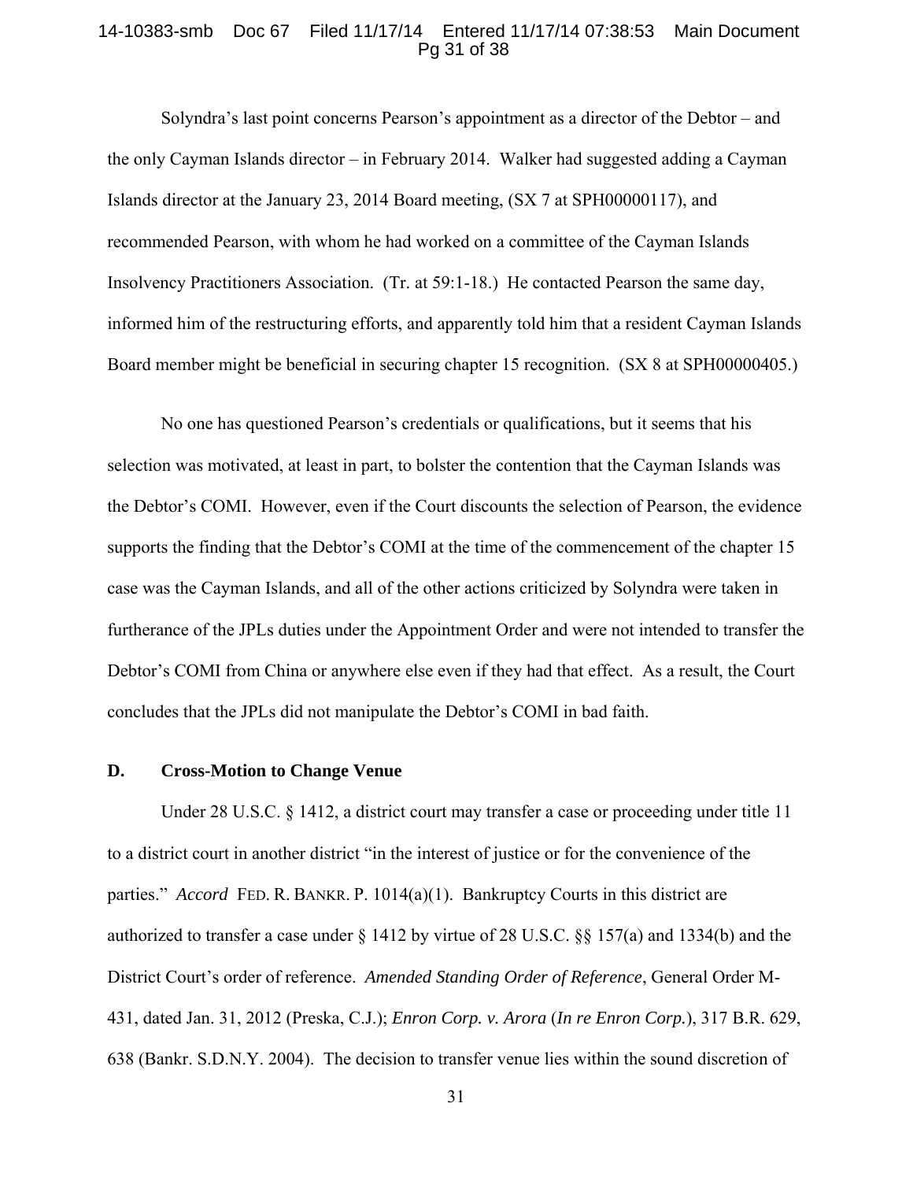Solyndra's last point concerns Pearson's appointment as a director of the Debtor – and the only Cayman Islands director – in February 2014. Walker had suggested adding a Cayman Islands director at the January 23, 2014 Board meeting, (SX 7 at SPH00000117), and recommended Pearson, with whom he had worked on a committee of the Cayman Islands Insolvency Practitioners Association. (Tr. at 59:1-18.) He contacted Pearson the same day, informed him of the restructuring efforts, and apparently told him that a resident Cayman Islands Board member might be beneficial in securing chapter 15 recognition. (SX 8 at SPH00000405.)

No one has questioned Pearson's credentials or qualifications, but it seems that his selection was motivated, at least in part, to bolster the contention that the Cayman Islands was the Debtor's COMI. However, even if the Court discounts the selection of Pearson, the evidence supports the finding that the Debtor's COMI at the time of the commencement of the chapter 15 case was the Cayman Islands, and all of the other actions criticized by Solyndra were taken in furtherance of the JPLs duties under the Appointment Order and were not intended to transfer the Debtor's COMI from China or anywhere else even if they had that effect. As a result, the Court concludes that the JPLs did not manipulate the Debtor's COMI in bad faith.

**D. Cross-Motion to Change Venue**

Under 28 U.S.C. § 1412, a district court may transfer a case or proceeding under title 11 to a district court in another district "in the interest of justice or for the convenience of the parties." *Accord* FED. R. BANKR. P. 1014(a)(1). Bankruptcy Courts in this district are authorized to transfer a case under § 1412 by virtue of 28 U.S.C. §§ 157(a) and 1334(b) and the District Court's order of reference. *Amended Standing Order of Reference*, General Order M-431, dated Jan. 31, 2012 (Preska, C.J.); *Enron Corp. v. Arora* (*In re Enron Corp.*), 317 B.R. 629, 638 (Bankr. S.D.N.Y. 2004). The decision to transfer venue lies within the sound discretion of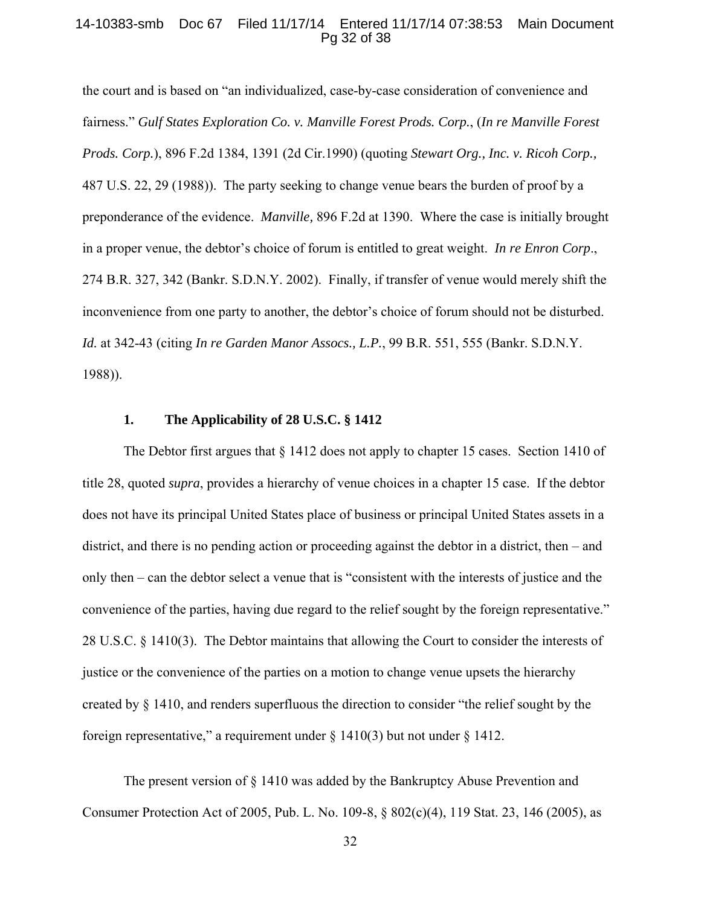the court and is based on "an individualized, case-by-case consideration of convenience and fairness." *Gulf States Exploration Co. v. Manville Forest Prods. Corp.*, (*In re Manville Forest Prods. Corp.*), 896 F.2d 1384, 1391 (2d Cir.1990) (quoting *Stewart Org., Inc. v. Ricoh Corp.,* 487 U.S. 22, 29 (1988)). The party seeking to change venue bears the burden of proof by a preponderance of the evidence. *Manville,* 896 F.2d at 1390. Where the case is initially brought in a proper venue, the debtor's choice of forum is entitled to great weight. *In re Enron Corp*., 274 B.R. 327, 342 (Bankr. S.D.N.Y. 2002). Finally, if transfer of venue would merely shift the inconvenience from one party to another, the debtor's choice of forum should not be disturbed. *Id.* at 342-43 (citing *In re Garden Manor Assocs., L.P.*, 99 B.R. 551, 555 (Bankr. S.D.N.Y. 1988)).

### 1. The Applicability of 28 U.S.C. § 1412

The Debtor first argues that § 1412 does not apply to chapter 15 cases. Section 1410 of title 28, quoted *supra*, provides a hierarchy of venue choices in a chapter 15 case. If the debtor does not have its principal United States place of business or principal United States assets in a district, and there is no pending action or proceeding against the debtor in a district, then – and only then – can the debtor select a venue that is "consistent with the interests of justice and the convenience of the parties, having due regard to the relief sought by the foreign representative." 28 U.S.C. § 1410(3). The Debtor maintains that allowing the Court to consider the interests of justice or the convenience of the parties on a motion to change venue upsets the hierarchy created by § 1410, and renders superfluous the direction to consider "the relief sought by the foreign representative," a requirement under § 1410(3) but not under § 1412.

The present version of § 1410 was added by the Bankruptcy Abuse Prevention and Consumer Protection Act of 2005, Pub. L. No. 109-8, § 802(c)(4), 119 Stat. 23, 146 (2005), as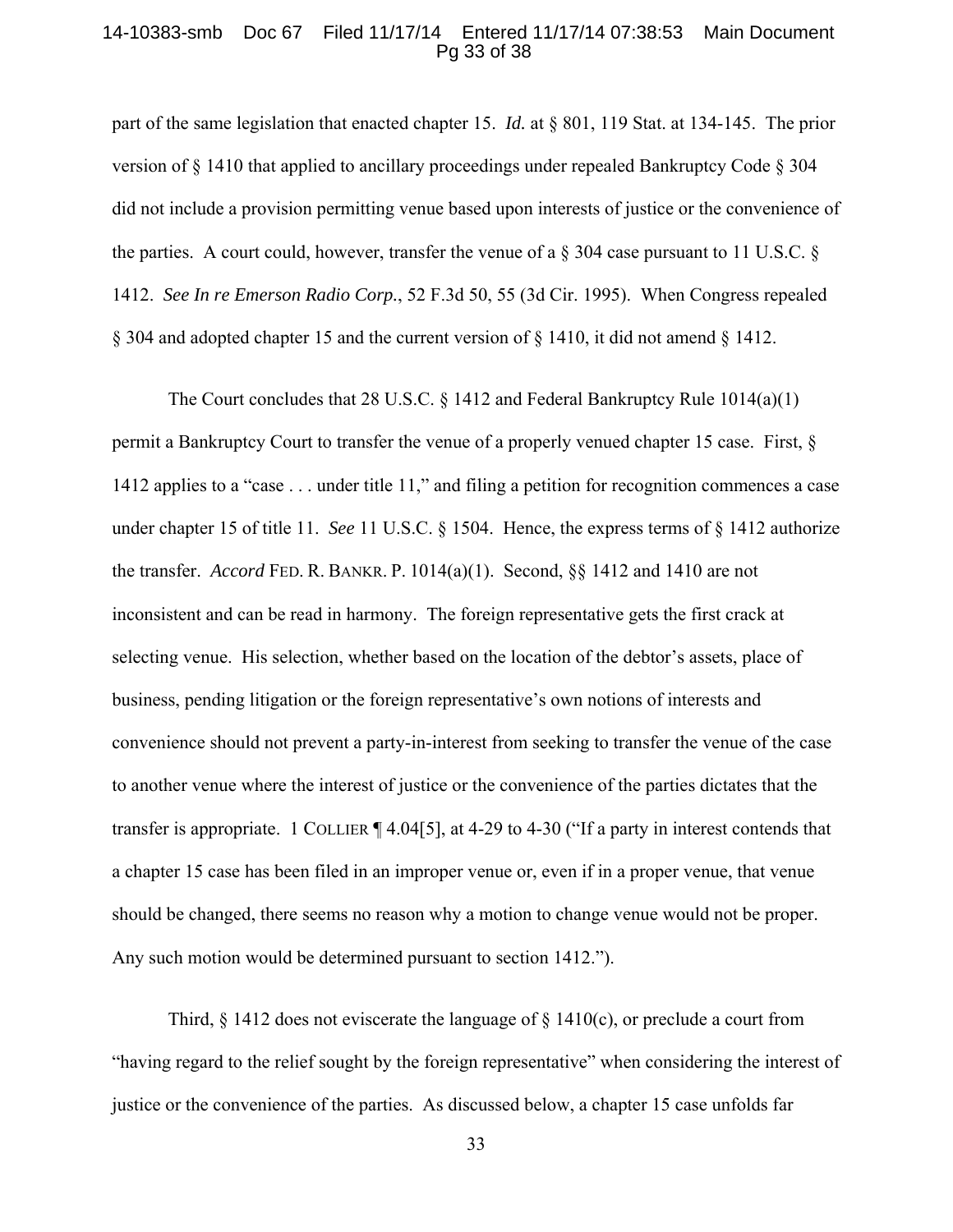part of the same legislation that enacted chapter 15. *Id.* at § 801, 119 Stat. at 134-145. The prior version of § 1410 that applied to ancillary proceedings under repealed Bankruptcy Code § 304 did not include a provision permitting venue based upon interests of justice or the convenience of the parties. A court could, however, transfer the venue of a § 304 case pursuant to 11 U.S.C. § 1412. *See In re Emerson Radio Corp.*, 52 F.3d 50, 55 (3d Cir. 1995). When Congress repealed § 304 and adopted chapter 15 and the current version of § 1410, it did not amend § 1412.

The Court concludes that 28 U.S.C. § 1412 and Federal Bankruptcy Rule 1014(a)(1) permit a Bankruptcy Court to transfer the venue of a properly venued chapter 15 case. First, § 1412 applies to a "case . . . under title 11," and filing a petition for recognition commences a case under chapter 15 of title 11. *See* 11 U.S.C. § 1504. Hence, the express terms of § 1412 authorize the transfer. *Accord* FED. R. BANKR. P. 1014(a)(1). Second, §§ 1412 and 1410 are not inconsistent and can be read in harmony. The foreign representative gets the first crack at selecting venue. His selection, whether based on the location of the debtor's assets, place of business, pending litigation or the foreign representative's own notions of interests and convenience should not prevent a party-in-interest from seeking to transfer the venue of the case to another venue where the interest of justice or the convenience of the parties dictates that the transfer is appropriate. 1 COLLIER ¶ 4.04[5], at 4-29 to 4-30 ("If a party in interest contends that a chapter 15 case has been filed in an improper venue or, even if in a proper venue, that venue should be changed, there seems no reason why a motion to change venue would not be proper. Any such motion would be determined pursuant to section 1412.").

Third, § 1412 does not eviscerate the language of § 1410(c), or preclude a court from "having regard to the relief sought by the foreign representative" when considering the interest of justice or the convenience of the parties. As discussed below, a chapter 15 case unfolds far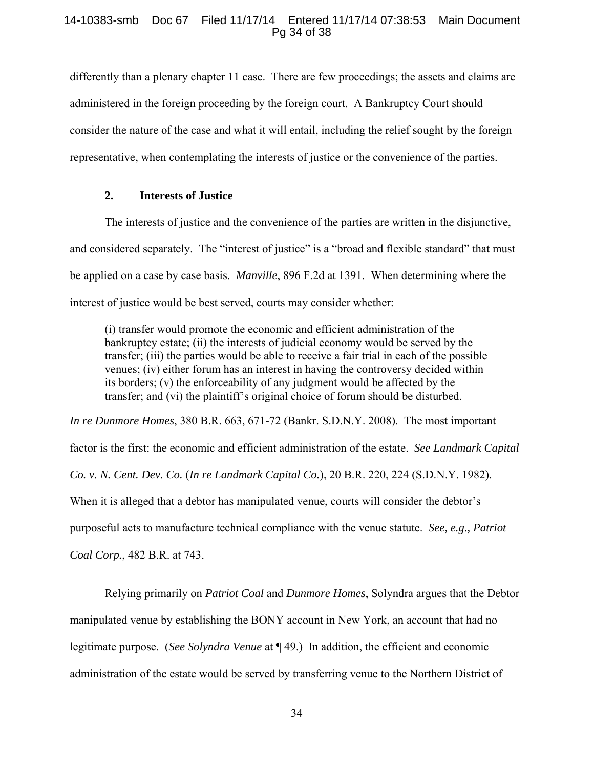differently than a plenary chapter 11 case. There are few proceedings; the assets and claims are administered in the foreign proceeding by the foreign court. A Bankruptcy Court should consider the nature of the case and what it will entail, including the relief sought by the foreign representative, when contemplating the interests of justice or the convenience of the parties.

### 2. Interests of Justice

The interests of justice and the convenience of the parties are written in the disjunctive, and considered separately. The "interest of justice" is a "broad and flexible standard" that must be applied on a case by case basis. *Manville*, 896 F.2d at 1391. When determining where the interest of justice would be best served, courts may consider whether:

> (i) transfer would promote the economic and efficient administration of the bankruptcy estate; (ii) the interests of judicial economy would be served by the transfer; (iii) the parties would be able to receive a fair trial in each of the possible venues; (iv) either forum has an interest in having the controversy decided within its borders; (v) the enforceability of any judgment would be affected by the transfer; and (vi) the plaintiff's original choice of forum should be disturbed.

*In re Dunmore Homes*, 380 B.R. 663, 671-72 (Bankr. S.D.N.Y. 2008). The most important factor is the first: the economic and efficient administration of the estate. *See Landmark Capital Co. v. N. Cent. Dev. Co.* (*In re Landmark Capital Co.*), 20 B.R. 220, 224 (S.D.N.Y. 1982). When it is alleged that a debtor has manipulated venue, courts will consider the debtor's purposeful acts to manufacture technical compliance with the venue statute. *See, e.g., Patriot Coal Corp.*, 482 B.R. at 743.

Relying primarily on *Patriot Coal* and *Dunmore Homes*, Solyndra argues that the Debtor manipulated venue by establishing the BONY account in New York, an account that had no legitimate purpose. (*See Solyndra Venue* at ¶ 49.) In addition, the efficient and economic administration of the estate would be served by transferring venue to the Northern District of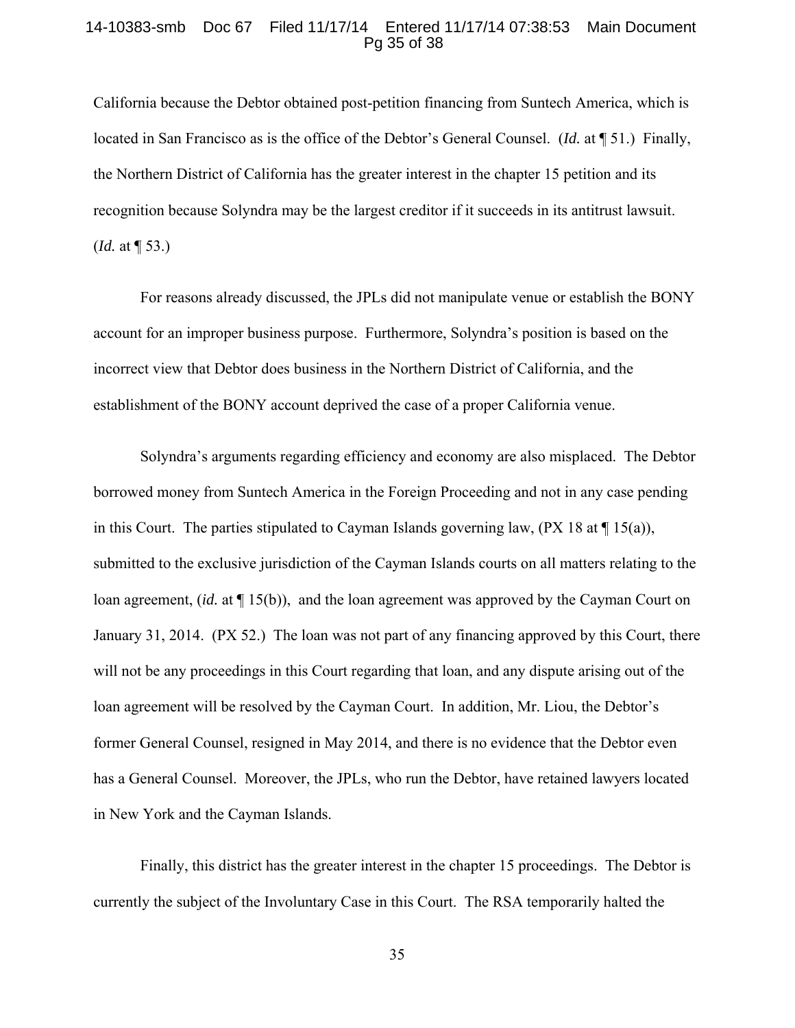California because the Debtor obtained post-petition financing from Suntech America, which is located in San Francisco as is the office of the Debtor's General Counsel. (*Id.* at ¶ 51.) Finally, the Northern District of California has the greater interest in the chapter 15 petition and its recognition because Solyndra may be the largest creditor if it succeeds in its antitrust lawsuit. (*Id.* at ¶ 53.)

For reasons already discussed, the JPLs did not manipulate venue or establish the BONY account for an improper business purpose. Furthermore, Solyndra's position is based on the incorrect view that Debtor does business in the Northern District of California, and the establishment of the BONY account deprived the case of a proper California venue.

Solyndra's arguments regarding efficiency and economy are also misplaced. The Debtor borrowed money from Suntech America in the Foreign Proceeding and not in any case pending in this Court. The parties stipulated to Cayman Islands governing law, (PX 18 at ¶ 15(a)), submitted to the exclusive jurisdiction of the Cayman Islands courts on all matters relating to the loan agreement, (*id.* at ¶ 15(b)), and the loan agreement was approved by the Cayman Court on January 31, 2014. (PX 52.) The loan was not part of any financing approved by this Court, there will not be any proceedings in this Court regarding that loan, and any dispute arising out of the loan agreement will be resolved by the Cayman Court. In addition, Mr. Liou, the Debtor's former General Counsel, resigned in May 2014, and there is no evidence that the Debtor even has a General Counsel. Moreover, the JPLs, who run the Debtor, have retained lawyers located in New York and the Cayman Islands.

Finally, this district has the greater interest in the chapter 15 proceedings. The Debtor is currently the subject of the Involuntary Case in this Court. The RSA temporarily halted the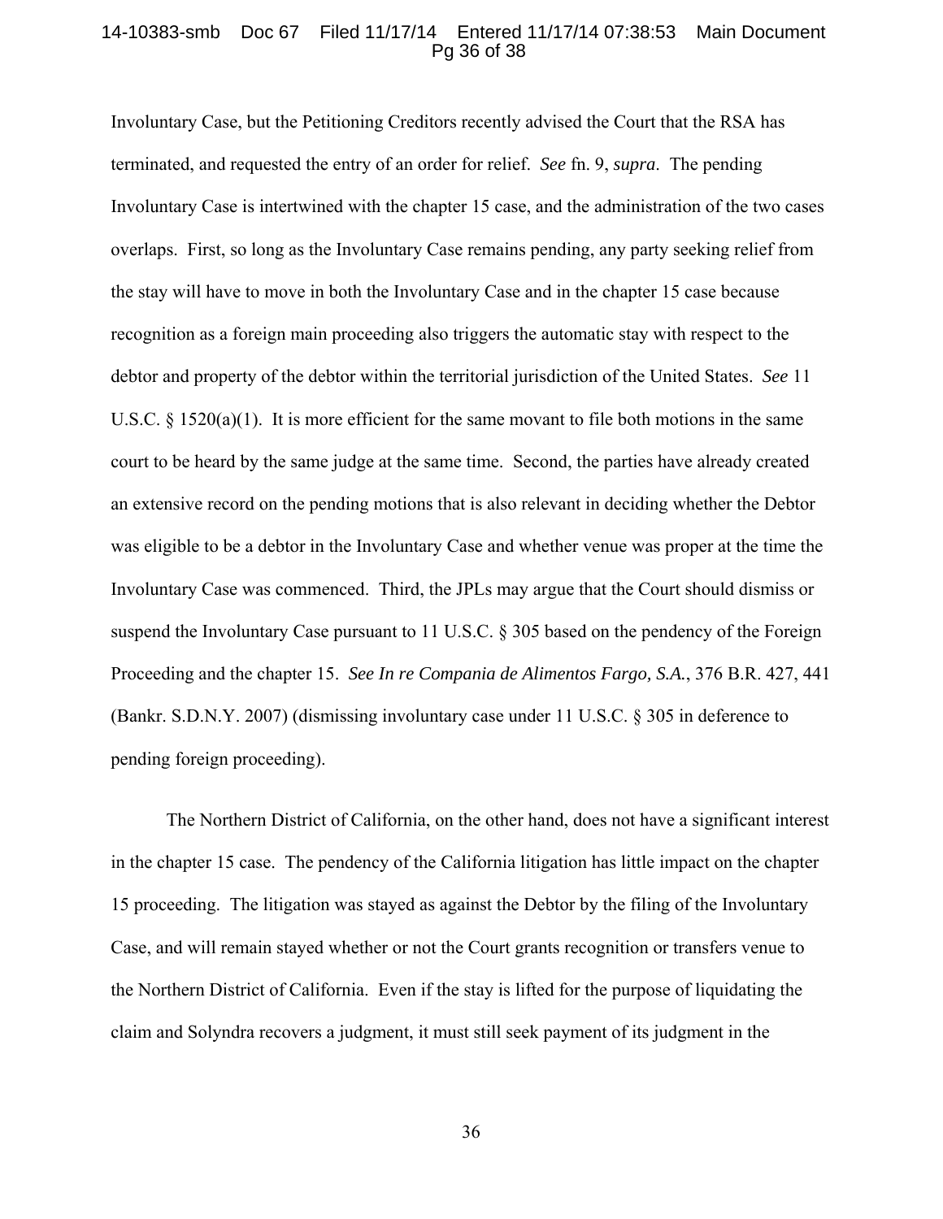Involuntary Case, but the Petitioning Creditors recently advised the Court that the RSA has terminated, and requested the entry of an order for relief. *See* fn. 9, *supra*. The pending Involuntary Case is intertwined with the chapter 15 case, and the administration of the two cases overlaps. First, so long as the Involuntary Case remains pending, any party seeking relief from the stay will have to move in both the Involuntary Case and in the chapter 15 case because recognition as a foreign main proceeding also triggers the automatic stay with respect to the debtor and property of the debtor within the territorial jurisdiction of the United States. *See* 11 U.S.C. § 1520(a)(1). It is more efficient for the same movant to file both motions in the same court to be heard by the same judge at the same time. Second, the parties have already created an extensive record on the pending motions that is also relevant in deciding whether the Debtor was eligible to be a debtor in the Involuntary Case and whether venue was proper at the time the Involuntary Case was commenced. Third, the JPLs may argue that the Court should dismiss or suspend the Involuntary Case pursuant to 11 U.S.C. § 305 based on the pendency of the Foreign Proceeding and the chapter 15. *See In re Compania de Alimentos Fargo, S.A.*, 376 B.R. 427, 441 (Bankr. S.D.N.Y. 2007) (dismissing involuntary case under 11 U.S.C. § 305 in deference to pending foreign proceeding).

The Northern District of California, on the other hand, does not have a significant interest in the chapter 15 case. The pendency of the California litigation has little impact on the chapter 15 proceeding. The litigation was stayed as against the Debtor by the filing of the Involuntary Case, and will remain stayed whether or not the Court grants recognition or transfers venue to the Northern District of California. Even if the stay is lifted for the purpose of liquidating the claim and Solyndra recovers a judgment, it must still seek payment of its judgment in the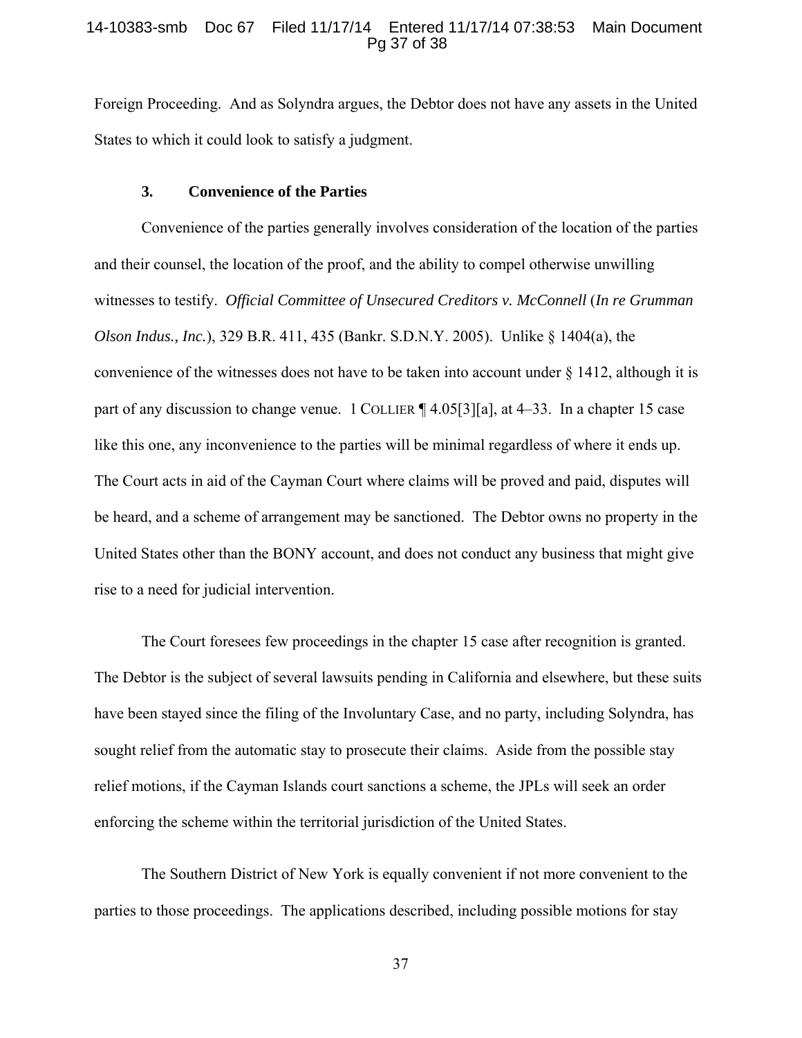Foreign Proceeding. And as Solyndra argues, the Debtor does not have any assets in the United States to which it could look to satisfy a judgment.

### 3. Convenience of the Parties

Convenience of the parties generally involves consideration of the location of the parties and their counsel, the location of the proof, and the ability to compel otherwise unwilling witnesses to testify. *Official Committee of Unsecured Creditors v. McConnell* (*In re Grumman Olson Indus., Inc.*), 329 B.R. 411, 435 (Bankr. S.D.N.Y. 2005). Unlike § 1404(a), the convenience of the witnesses does not have to be taken into account under § 1412, although it is part of any discussion to change venue. 1 COLLIER ¶ 4.05[3][a], at 4–33. In a chapter 15 case like this one, any inconvenience to the parties will be minimal regardless of where it ends up. The Court acts in aid of the Cayman Court where claims will be proved and paid, disputes will be heard, and a scheme of arrangement may be sanctioned. The Debtor owns no property in the United States other than the BONY account, and does not conduct any business that might give rise to a need for judicial intervention.

The Court foresees few proceedings in the chapter 15 case after recognition is granted. The Debtor is the subject of several lawsuits pending in California and elsewhere, but these suits have been stayed since the filing of the Involuntary Case, and no party, including Solyndra, has sought relief from the automatic stay to prosecute their claims. Aside from the possible stay relief motions, if the Cayman Islands court sanctions a scheme, the JPLs will seek an order enforcing the scheme within the territorial jurisdiction of the United States.

The Southern District of New York is equally convenient if not more convenient to the parties to those proceedings. The applications described, including possible motions for stay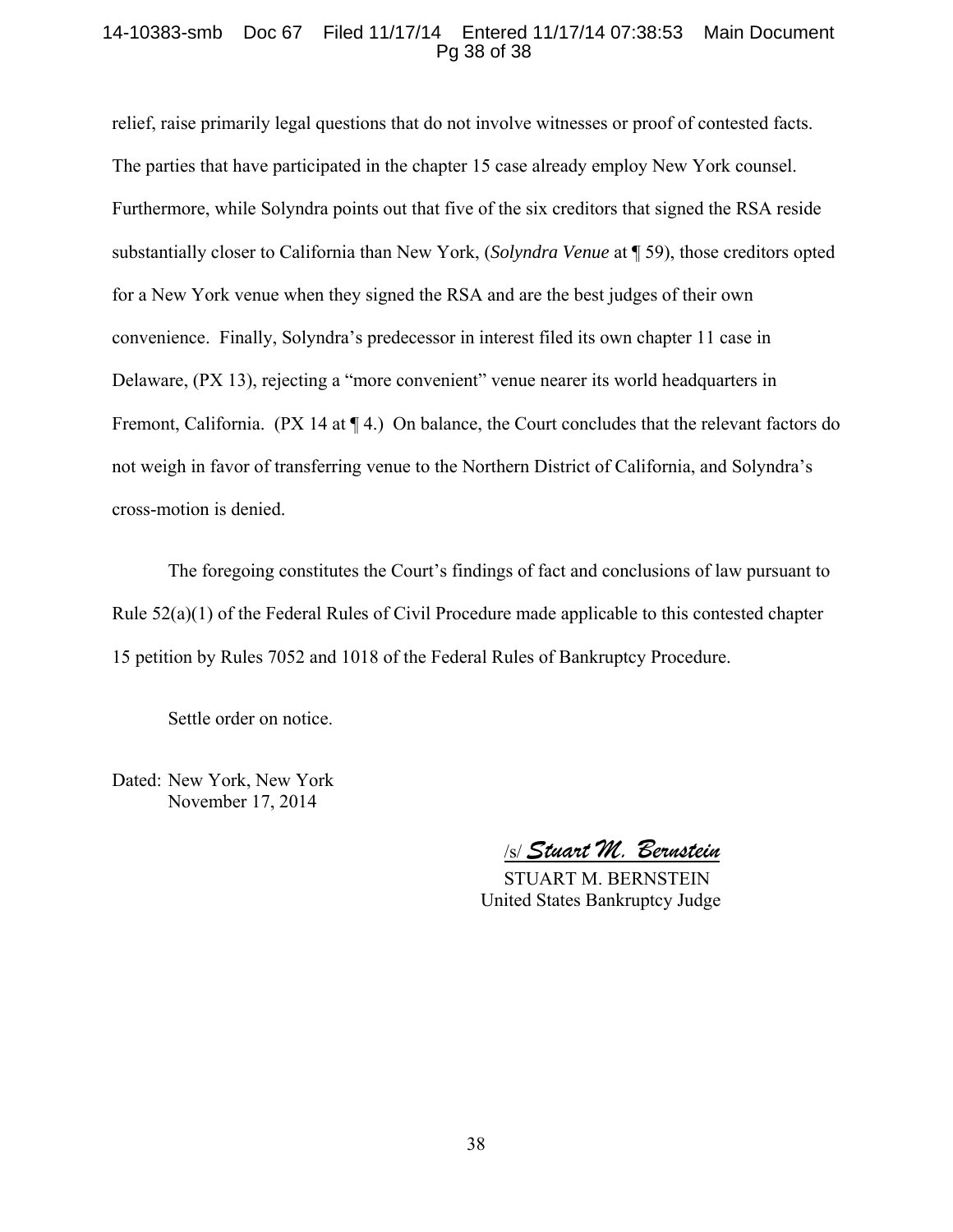relief, raise primarily legal questions that do not involve witnesses or proof of contested facts. The parties that have participated in the chapter 15 case already employ New York counsel. Furthermore, while Solyndra points out that five of the six creditors that signed the RSA reside substantially closer to California than New York, (*Solyndra Venue* at ¶ 59), those creditors opted for a New York venue when they signed the RSA and are the best judges of their own convenience. Finally, Solyndra's predecessor in interest filed its own chapter 11 case in Delaware, (PX 13), rejecting a "more convenient" venue nearer its world headquarters in Fremont, California. (PX 14 at ¶ 4.) On balance, the Court concludes that the relevant factors do not weigh in favor of transferring venue to the Northern District of California, and Solyndra's cross-motion is denied.

The foregoing constitutes the Court's findings of fact and conclusions of law pursuant to Rule 52(a)(1) of the Federal Rules of Civil Procedure made applicable to this contested chapter 15 petition by Rules 7052 and 1018 of the Federal Rules of Bankruptcy Procedure.

Settle order on notice.

Dated: New York, New York
November 17, 2014

/s/ *Stuart M. Bernstein*
STUART M. BERNSTEIN
United States Bankruptcy Judge